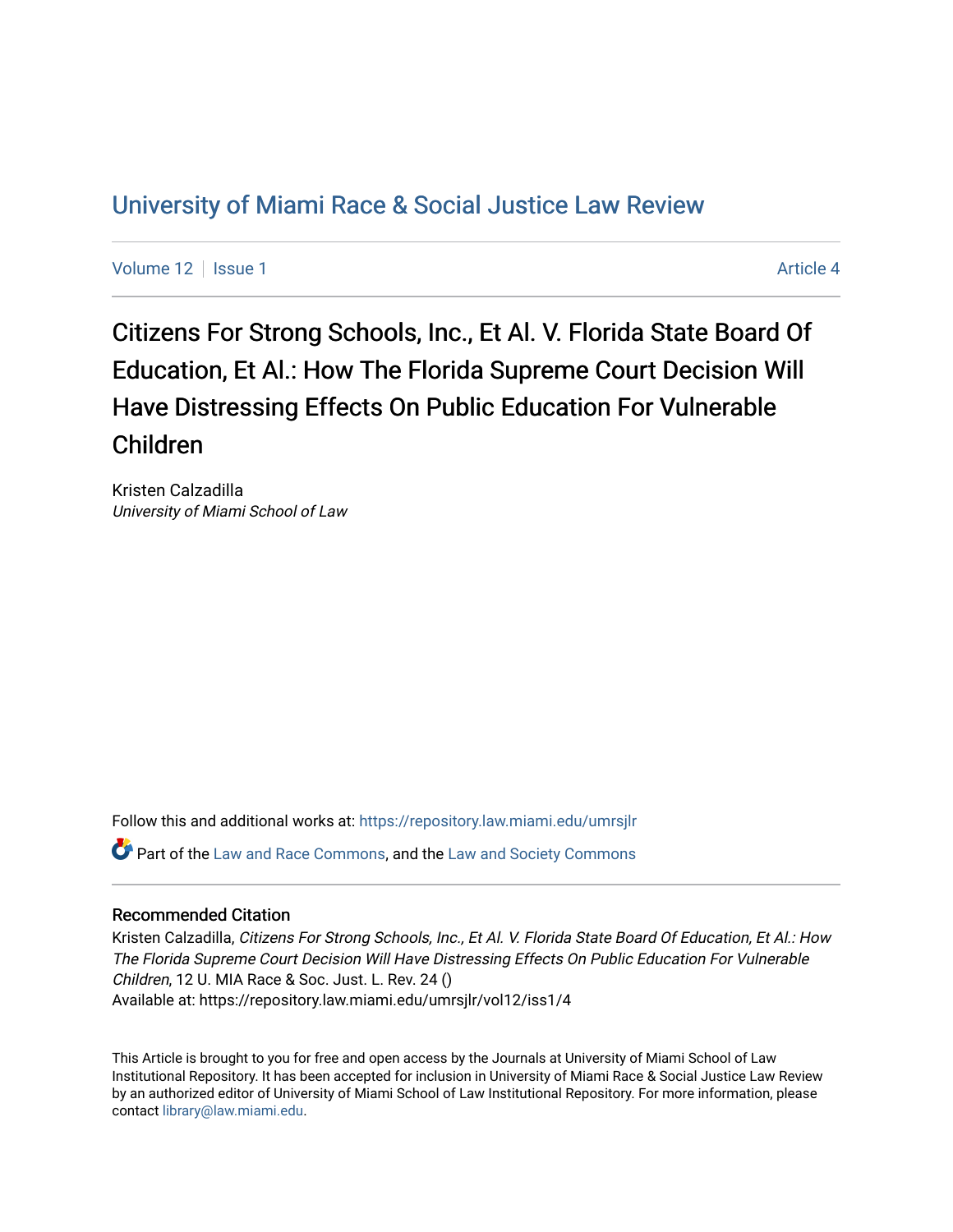# University of Miami Race & Social Justice Law Review

Volume 12 | Issue 1 | Article 4

## Citizens For Strong Schools, Inc., Et Al. V. Florida State Board Of Education, Et Al.: How The Florida Supreme Court Decision Will Have Distressing Effects On Public Education For Vulnerable Children

Kristen Calzadilla
*University of Miami School of Law*

Follow this and additional works at: https://repository.law.miami.edu/umrsjlr

Part of the Law and Race Commons, and the Law and Society Commons

### Recommended Citation

Kristen Calzadilla, *Citizens For Strong Schools, Inc., Et Al. V. Florida State Board Of Education, Et Al.: How The Florida Supreme Court Decision Will Have Distressing Effects On Public Education For Vulnerable Children*, 12 U. MIA Race & Soc. Just. L. Rev. 24 ()
Available at: https://repository.law.miami.edu/umrsjlr/vol12/iss1/4

This Article is brought to you for free and open access by the Journals at University of Miami School of Law Institutional Repository. It has been accepted for inclusion in University of Miami Race & Social Justice Law Review by an authorized editor of University of Miami School of Law Institutional Repository. For more information, please contact library@law.miami.edu.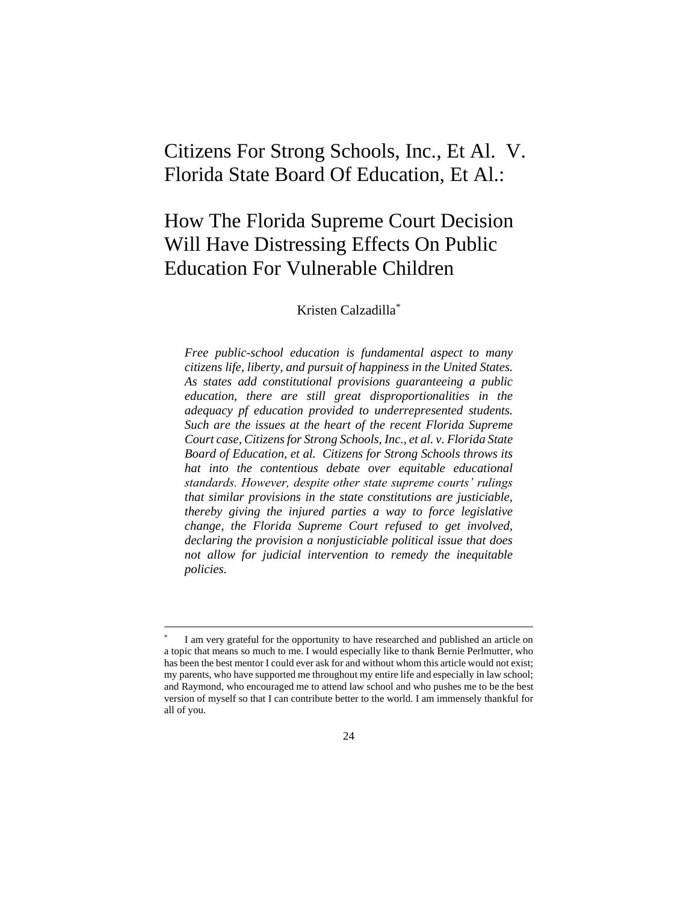# Citizens For Strong Schools, Inc., Et Al. V. Florida State Board Of Education, Et Al.:

# How The Florida Supreme Court Decision Will Have Distressing Effects On Public Education For Vulnerable Children

Kristen Calzadilla*

*Free public-school education is fundamental aspect to many citizens life, liberty, and pursuit of happiness in the United States. As states add constitutional provisions guaranteeing a public education, there are still great disproportionalities in the adequacy pf education provided to underrepresented students. Such are the issues at the heart of the recent Florida Supreme Court case, Citizens for Strong Schools, Inc., et al. v. Florida State Board of Education, et al. Citizens for Strong Schools throws its hat into the contentious debate over equitable educational standards. However, despite other state supreme courts' rulings that similar provisions in the state constitutions are justiciable, thereby giving the injured parties a way to force legislative change, the Florida Supreme Court refused to get involved, declaring the provision a nonjusticiable political issue that does not allow for judicial intervention to remedy the inequitable policies.*

---

\* I am very grateful for the opportunity to have researched and published an article on a topic that means so much to me. I would especially like to thank Bernie Perlmutter, who has been the best mentor I could ever ask for and without whom this article would not exist; my parents, who have supported me throughout my entire life and especially in law school; and Raymond, who encouraged me to attend law school and who pushes me to be the best version of myself so that I can contribute better to the world. I am immensely thankful for all of you.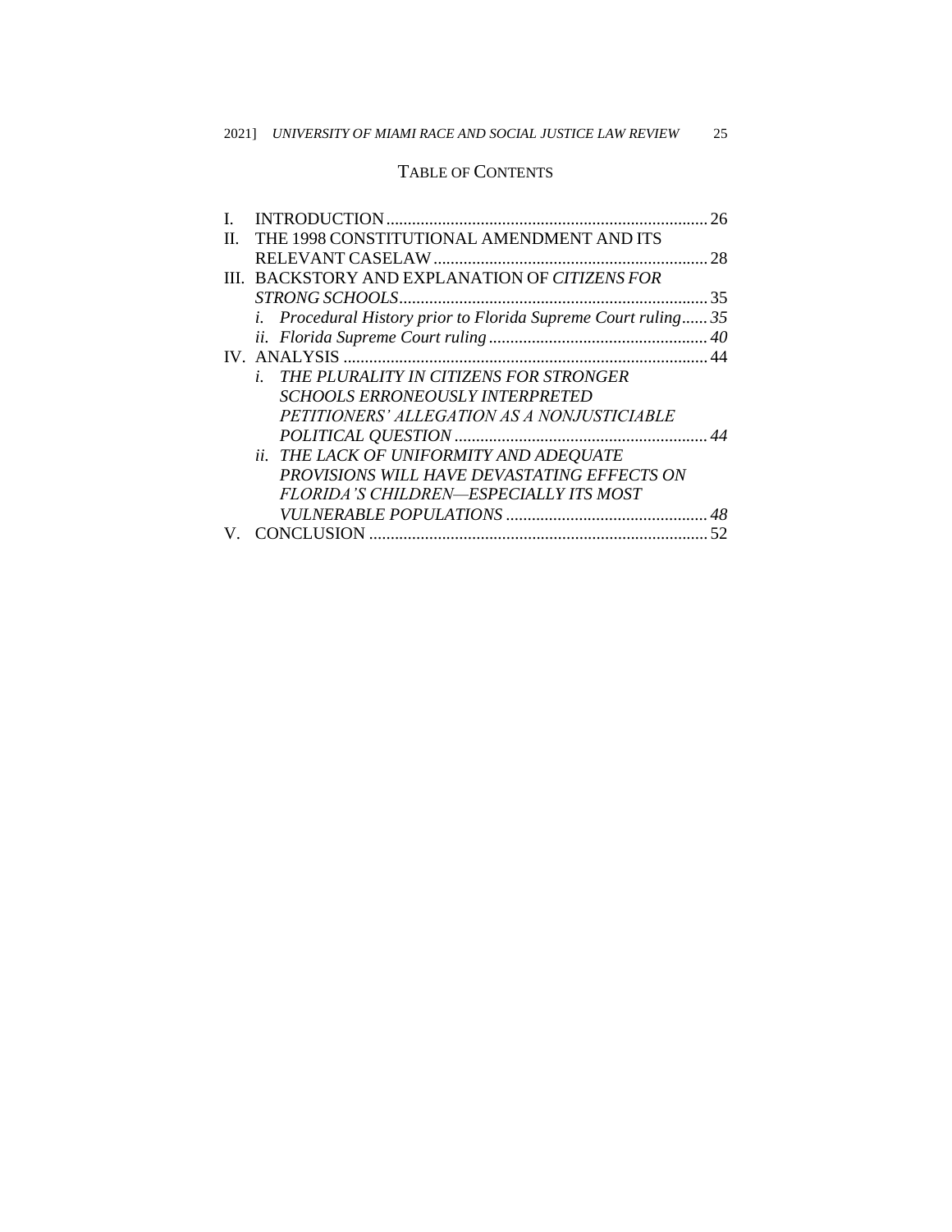## TABLE OF CONTENTS

I. INTRODUCTION .......... 26
II. THE 1998 CONSTITUTIONAL AMENDMENT AND ITS RELEVANT CASELAW .......... 28
III. BACKSTORY AND EXPLANATION OF *CITIZENS FOR STRONG SCHOOLS* .......... 35
 *i. Procedural History prior to Florida Supreme Court ruling* .......... *35*
 *ii. Florida Supreme Court ruling* .......... *40*
IV. ANALYSIS .......... 44
 *i. THE PLURALITY IN CITIZENS FOR STRONGER SCHOOLS ERRONEOUSLY INTERPRETED PETITIONERS' ALLEGATION AS A NONJUSTICIABLE POLITICAL QUESTION* .......... *44*
 *ii. THE LACK OF UNIFORMITY AND ADEQUATE PROVISIONS WILL HAVE DEVASTATING EFFECTS ON FLORIDA'S CHILDREN—ESPECIALLY ITS MOST VULNERABLE POPULATIONS* .......... *48*
V. CONCLUSION .......... 52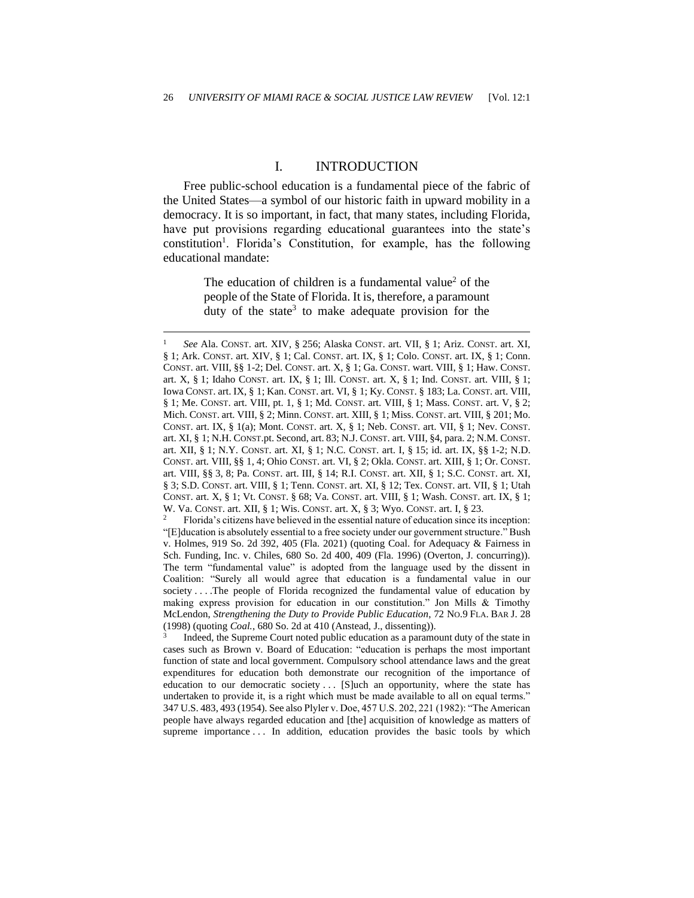# I. INTRODUCTION

Free public-school education is a fundamental piece of the fabric of the United States—a symbol of our historic faith in upward mobility in a democracy. It is so important, in fact, that many states, including Florida, have put provisions regarding educational guarantees into the state's constitution[1]. Florida's Constitution, for example, has the following educational mandate:

> The education of children is a fundamental value[2] of the people of the State of Florida. It is, therefore, a paramount duty of the state[3] to make adequate provision for the

---

[1] *See* Ala. CONST. art. XIV, § 256; Alaska CONST. art. VII, § 1; Ariz. CONST. art. XI, § 1; Ark. CONST. art. XIV, § 1; Cal. CONST. art. IX, § 1; Colo. CONST. art. IX, § 1; Conn. CONST. art. VIII, §§ 1-2; Del. CONST. art. X, § 1; Ga. CONST. wart. VIII, § 1; Haw. CONST. art. X, § 1; Idaho CONST. art. IX, § 1; Ill. CONST. art. X, § 1; Ind. CONST. art. VIII, § 1; Iowa CONST. art. IX, § 1; Kan. CONST. art. VI, § 1; Ky. CONST. § 183; La. CONST. art. VIII, § 1; Me. CONST. art. VIII, pt. 1, § 1; Md. CONST. art. VIII, § 1; Mass. CONST. art. V, § 2; Mich. CONST. art. VIII, § 2; Minn. CONST. art. XIII, § 1; Miss. CONST. art. VIII, § 201; Mo. CONST. art. IX, § 1(a); Mont. CONST. art. X, § 1; Neb. CONST. art. VII, § 1; Nev. CONST. art. XI, § 1; N.H. CONST.pt. Second, art. 83; N.J. CONST. art. VIII, §4, para. 2; N.M. CONST. art. XII, § 1; N.Y. CONST. art. XI, § 1; N.C. CONST. art. I, § 15; id. art. IX, §§ 1-2; N.D. CONST. art. VIII, §§ 1, 4; Ohio CONST. art. VI, § 2; Okla. CONST. art. XIII, § 1; Or. CONST. art. VIII, §§ 3, 8; Pa. CONST. art. III, § 14; R.I. CONST. art. XII, § 1; S.C. CONST. art. XI, § 3; S.D. CONST. art. VIII, § 1; Tenn. CONST. art. XI, § 12; Tex. CONST. art. VII, § 1; Utah CONST. art. X, § 1; Vt. CONST. § 68; Va. CONST. art. VIII, § 1; Wash. CONST. art. IX, § 1; W. Va. CONST. art. XII, § 1; Wis. CONST. art. X, § 3; Wyo. CONST. art. I, § 23.

[2] Florida's citizens have believed in the essential nature of education since its inception: "[E]ducation is absolutely essential to a free society under our government structure." Bush v. Holmes, 919 So. 2d 392, 405 (Fla. 2021) (quoting Coal. for Adequacy & Fairness in Sch. Funding, Inc. v. Chiles, 680 So. 2d 400, 409 (Fla. 1996) (Overton, J. concurring)). The term "fundamental value" is adopted from the language used by the dissent in Coalition: "Surely all would agree that education is a fundamental value in our society . . . .The people of Florida recognized the fundamental value of education by making express provision for education in our constitution." Jon Mills & Timothy McLendon, *Strengthening the Duty to Provide Public Education*, 72 NO.9 FLA. BAR J. 28 (1998) (quoting *Coal.*, 680 So. 2d at 410 (Anstead, J., dissenting)).

[3] Indeed, the Supreme Court noted public education as a paramount duty of the state in cases such as Brown v. Board of Education: "education is perhaps the most important function of state and local government. Compulsory school attendance laws and the great expenditures for education both demonstrate our recognition of the importance of education to our democratic society . . . [S]uch an opportunity, where the state has undertaken to provide it, is a right which must be made available to all on equal terms." 347 U.S. 483, 493 (1954). See also Plyler v. Doe, 457 U.S. 202, 221 (1982): "The American people have always regarded education and [the] acquisition of knowledge as matters of supreme importance . . . In addition, education provides the basic tools by which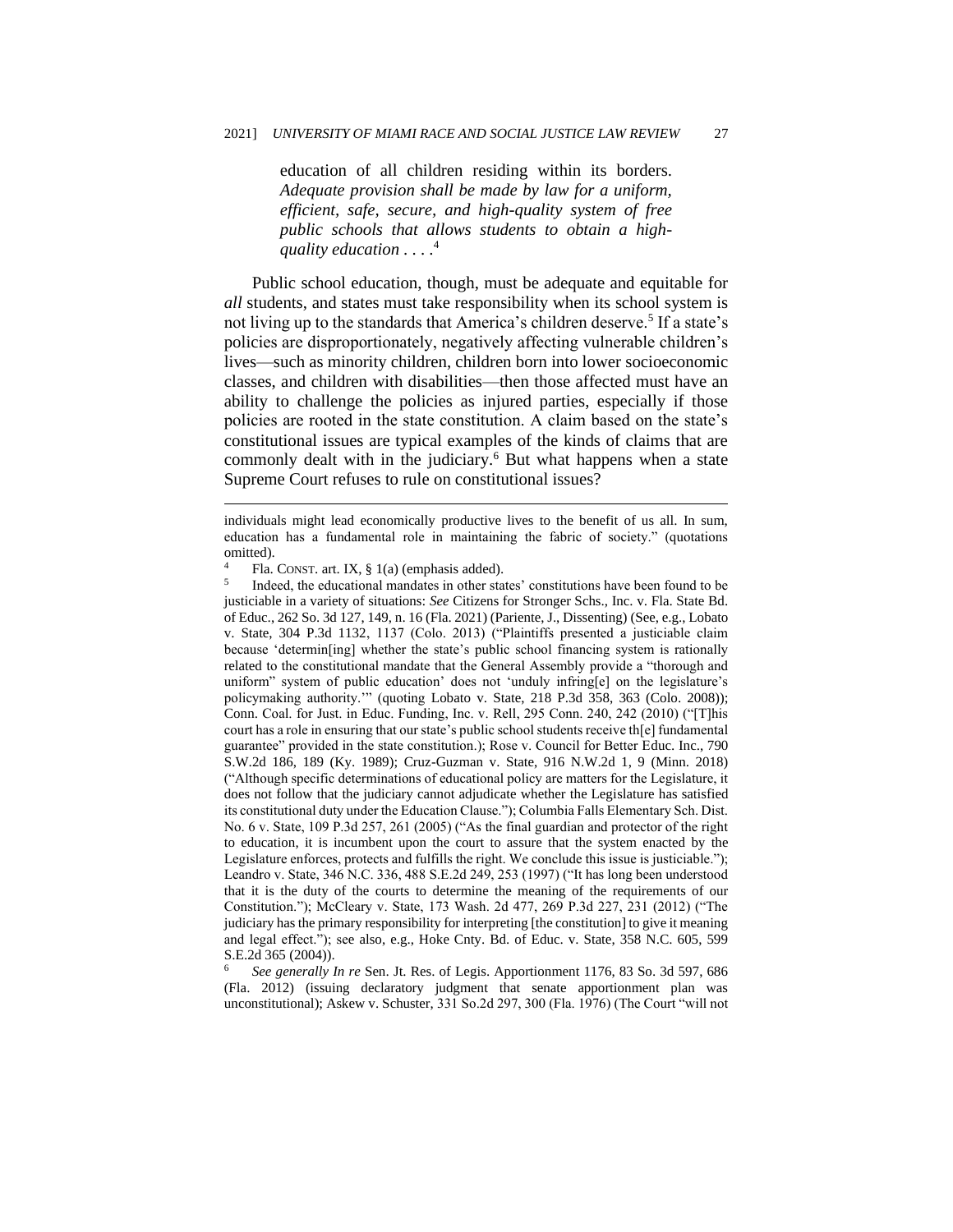> education of all children residing within its borders. *Adequate provision shall be made by law for a uniform, efficient, safe, secure, and high-quality system of free public schools that allows students to obtain a high-quality education* . . . .[4]

Public school education, though, must be adequate and equitable for *all* students, and states must take responsibility when its school system is not living up to the standards that America's children deserve.[5] If a state's policies are disproportionately, negatively affecting vulnerable children's lives—such as minority children, children born into lower socioeconomic classes, and children with disabilities—then those affected must have an ability to challenge the policies as injured parties, especially if those policies are rooted in the state constitution. A claim based on the state's constitutional issues are typical examples of the kinds of claims that are commonly dealt with in the judiciary.[6] But what happens when a state Supreme Court refuses to rule on constitutional issues?

---

individuals might lead economically productive lives to the benefit of us all. In sum, education has a fundamental role in maintaining the fabric of society." (quotations omitted).

[4] Fla. CONST. art. IX, § 1(a) (emphasis added).

[5] Indeed, the educational mandates in other states' constitutions have been found to be justiciable in a variety of situations: *See* Citizens for Stronger Schs., Inc. v. Fla. State Bd. of Educ., 262 So. 3d 127, 149, n. 16 (Fla. 2021) (Pariente, J., Dissenting) (See, e.g., Lobato v. State, 304 P.3d 1132, 1137 (Colo. 2013) ("Plaintiffs presented a justiciable claim because 'determin[ing] whether the state's public school financing system is rationally related to the constitutional mandate that the General Assembly provide a "thorough and uniform" system of public education' does not 'unduly infring[e] on the legislature's policymaking authority.'" (quoting Lobato v. State, 218 P.3d 358, 363 (Colo. 2008)); Conn. Coal. for Just. in Educ. Funding, Inc. v. Rell, 295 Conn. 240, 242 (2010) ("[T]his court has a role in ensuring that our state's public school students receive th[e] fundamental guarantee" provided in the state constitution.); Rose v. Council for Better Educ. Inc., 790 S.W.2d 186, 189 (Ky. 1989); Cruz-Guzman v. State, 916 N.W.2d 1, 9 (Minn. 2018) ("Although specific determinations of educational policy are matters for the Legislature, it does not follow that the judiciary cannot adjudicate whether the Legislature has satisfied its constitutional duty under the Education Clause."); Columbia Falls Elementary Sch. Dist. No. 6 v. State, 109 P.3d 257, 261 (2005) ("As the final guardian and protector of the right to education, it is incumbent upon the court to assure that the system enacted by the Legislature enforces, protects and fulfills the right. We conclude this issue is justiciable."); Leandro v. State, 346 N.C. 336, 488 S.E.2d 249, 253 (1997) ("It has long been understood that it is the duty of the courts to determine the meaning of the requirements of our Constitution."); McCleary v. State, 173 Wash. 2d 477, 269 P.3d 227, 231 (2012) ("The judiciary has the primary responsibility for interpreting [the constitution] to give it meaning and legal effect."); see also, e.g., Hoke Cnty. Bd. of Educ. v. State, 358 N.C. 605, 599 S.E.2d 365 (2004)).

[6] *See generally In re* Sen. Jt. Res. of Legis. Apportionment 1176, 83 So. 3d 597, 686 (Fla. 2012) (issuing declaratory judgment that senate apportionment plan was unconstitutional); Askew v. Schuster, 331 So.2d 297, 300 (Fla. 1976) (The Court "will not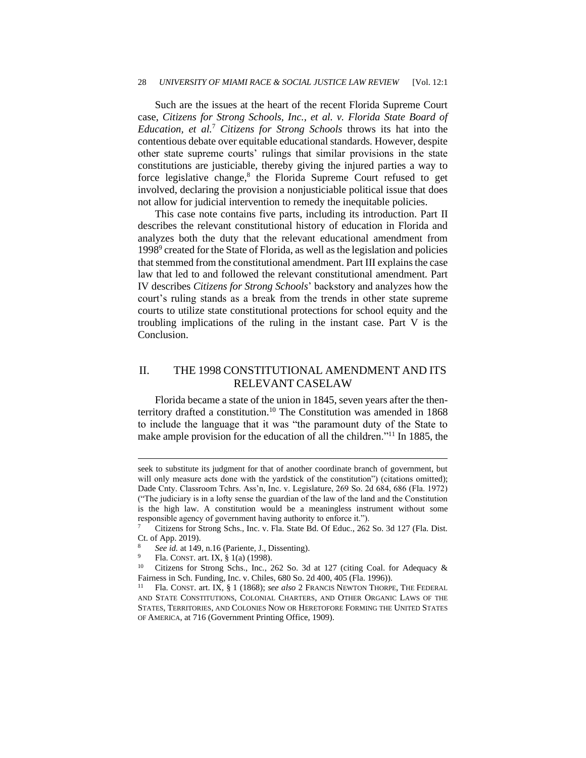Such are the issues at the heart of the recent Florida Supreme Court case, *Citizens for Strong Schools, Inc., et al. v. Florida State Board of Education, et al.*[7] *Citizens for Strong Schools* throws its hat into the contentious debate over equitable educational standards. However, despite other state supreme courts' rulings that similar provisions in the state constitutions are justiciable, thereby giving the injured parties a way to force legislative change,[8] the Florida Supreme Court refused to get involved, declaring the provision a nonjusticiable political issue that does not allow for judicial intervention to remedy the inequitable policies.

This case note contains five parts, including its introduction. Part II describes the relevant constitutional history of education in Florida and analyzes both the duty that the relevant educational amendment from 1998[9] created for the State of Florida, as well as the legislation and policies that stemmed from the constitutional amendment. Part III explains the case law that led to and followed the relevant constitutional amendment. Part IV describes *Citizens for Strong Schools*' backstory and analyzes how the court's ruling stands as a break from the trends in other state supreme courts to utilize state constitutional protections for school equity and the troubling implications of the ruling in the instant case. Part V is the Conclusion.

## II. THE 1998 CONSTITUTIONAL AMENDMENT AND ITS RELEVANT CASELAW

Florida became a state of the union in 1845, seven years after the then-territory drafted a constitution.[10] The Constitution was amended in 1868 to include the language that it was "the paramount duty of the State to make ample provision for the education of all the children."[11] In 1885, the

---

seek to substitute its judgment for that of another coordinate branch of government, but will only measure acts done with the yardstick of the constitution") (citations omitted); Dade Cnty. Classroom Tchrs. Ass'n, Inc. v. Legislature, 269 So. 2d 684, 686 (Fla. 1972) ("The judiciary is in a lofty sense the guardian of the law of the land and the Constitution is the high law. A constitution would be a meaningless instrument without some responsible agency of government having authority to enforce it.").

[7] Citizens for Strong Schs., Inc. v. Fla. State Bd. Of Educ., 262 So. 3d 127 (Fla. Dist. Ct. of App. 2019).

[8] *See id.* at 149, n.16 (Pariente, J., Dissenting).

[9] Fla. CONST. art. IX, § 1(a) (1998).

[10] Citizens for Strong Schs., Inc., 262 So. 3d at 127 (citing Coal. for Adequacy & Fairness in Sch. Funding, Inc. v. Chiles, 680 So. 2d 400, 405 (Fla. 1996)).

[11] Fla. CONST. art. IX, § 1 (1868); *see also* 2 FRANCIS NEWTON THORPE, THE FEDERAL AND STATE CONSTITUTIONS, COLONIAL CHARTERS, AND OTHER ORGANIC LAWS OF THE STATES, TERRITORIES, AND COLONIES NOW OR HERETOFORE FORMING THE UNITED STATES OF AMERICA, at 716 (Government Printing Office, 1909).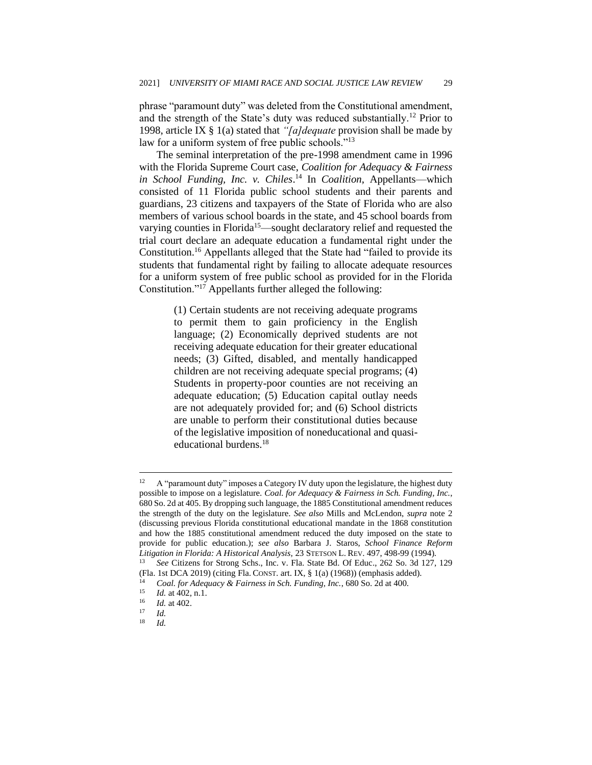phrase "paramount duty" was deleted from the Constitutional amendment, and the strength of the State's duty was reduced substantially.[12] Prior to 1998, article IX § 1(a) stated that *"[a]dequate* provision shall be made by law for a uniform system of free public schools."[13]

The seminal interpretation of the pre-1998 amendment came in 1996 with the Florida Supreme Court case, *Coalition for Adequacy & Fairness in School Funding, Inc. v. Chiles*.[14] In *Coalition*, Appellants—which consisted of 11 Florida public school students and their parents and guardians, 23 citizens and taxpayers of the State of Florida who are also members of various school boards in the state, and 45 school boards from varying counties in Florida[15]—sought declaratory relief and requested the trial court declare an adequate education a fundamental right under the Constitution.[16] Appellants alleged that the State had "failed to provide its students that fundamental right by failing to allocate adequate resources for a uniform system of free public school as provided for in the Florida Constitution."[17] Appellants further alleged the following:

> (1) Certain students are not receiving adequate programs to permit them to gain proficiency in the English language; (2) Economically deprived students are not receiving adequate education for their greater educational needs; (3) Gifted, disabled, and mentally handicapped children are not receiving adequate special programs; (4) Students in property-poor counties are not receiving an adequate education; (5) Education capital outlay needs are not adequately provided for; and (6) School districts are unable to perform their constitutional duties because of the legislative imposition of noneducational and quasi-educational burdens.[18]

---

[12] A "paramount duty" imposes a Category IV duty upon the legislature, the highest duty possible to impose on a legislature. *Coal. for Adequacy & Fairness in Sch. Funding, Inc.*, 680 So. 2d at 405. By dropping such language, the 1885 Constitutional amendment reduces the strength of the duty on the legislature. *See also* Mills and McLendon, *supra* note 2 (discussing previous Florida constitutional educational mandate in the 1868 constitution and how the 1885 constitutional amendment reduced the duty imposed on the state to provide for public education.); *see also* Barbara J. Staros, *School Finance Reform Litigation in Florida: A Historical Analysis*, 23 STETSON L. REV. 497, 498-99 (1994).

[13] *See* Citizens for Strong Schs., Inc. v. Fla. State Bd. Of Educ., 262 So. 3d 127, 129 (Fla. 1st DCA 2019) (citing Fla. CONST. art. IX, § 1(a) (1968)) (emphasis added).

[14] *Coal. for Adequacy & Fairness in Sch. Funding, Inc.*, 680 So. 2d at 400.

[15] *Id.* at 402, n.1.

[16] *Id.* at 402.

[17] *Id.*

[18] *Id.*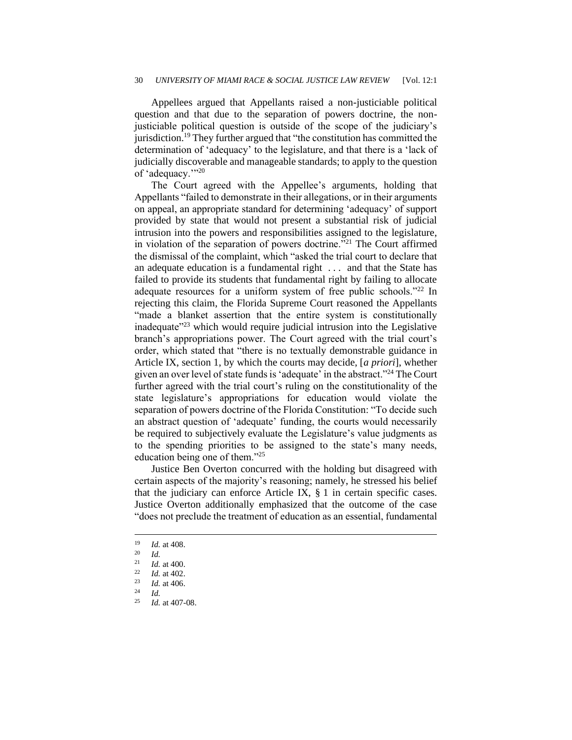Appellees argued that Appellants raised a non-justiciable political question and that due to the separation of powers doctrine, the non-justiciable political question is outside of the scope of the judiciary's jurisdiction.[19] They further argued that "the constitution has committed the determination of 'adequacy' to the legislature, and that there is a 'lack of judicially discoverable and manageable standards; to apply to the question of 'adequacy.'"[20]

The Court agreed with the Appellee's arguments, holding that Appellants "failed to demonstrate in their allegations, or in their arguments on appeal, an appropriate standard for determining 'adequacy' of support provided by state that would not present a substantial risk of judicial intrusion into the powers and responsibilities assigned to the legislature, in violation of the separation of powers doctrine."[21] The Court affirmed the dismissal of the complaint, which "asked the trial court to declare that an adequate education is a fundamental right . . . and that the State has failed to provide its students that fundamental right by failing to allocate adequate resources for a uniform system of free public schools."[22] In rejecting this claim, the Florida Supreme Court reasoned the Appellants "made a blanket assertion that the entire system is constitutionally inadequate"[23] which would require judicial intrusion into the Legislative branch's appropriations power. The Court agreed with the trial court's order, which stated that "there is no textually demonstrable guidance in Article IX, section 1, by which the courts may decide, [*a priori*], whether given an over level of state funds is 'adequate' in the abstract."[24] The Court further agreed with the trial court's ruling on the constitutionality of the state legislature's appropriations for education would violate the separation of powers doctrine of the Florida Constitution: "To decide such an abstract question of 'adequate' funding, the courts would necessarily be required to subjectively evaluate the Legislature's value judgments as to the spending priorities to be assigned to the state's many needs, education being one of them."[25]

Justice Ben Overton concurred with the holding but disagreed with certain aspects of the majority's reasoning; namely, he stressed his belief that the judiciary can enforce Article IX, § 1 in certain specific cases. Justice Overton additionally emphasized that the outcome of the case "does not preclude the treatment of education as an essential, fundamental

---

[19] *Id.* at 408.

[20] *Id.*

[21] *Id.* at 400.

[22] *Id.* at 402.

[23] *Id.* at 406.

[24] *Id.*

[25] *Id.* at 407-08.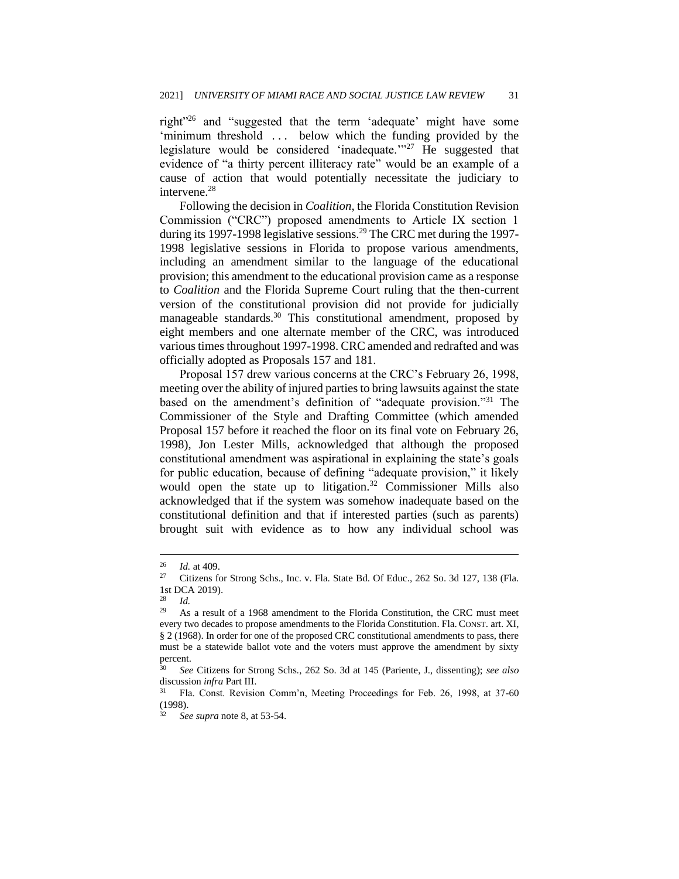right"[26] and "suggested that the term 'adequate' might have some 'minimum threshold . . . below which the funding provided by the legislature would be considered 'inadequate.'"[27] He suggested that evidence of "a thirty percent illiteracy rate" would be an example of a cause of action that would potentially necessitate the judiciary to intervene.[28]

Following the decision in *Coalition*, the Florida Constitution Revision Commission ("CRC") proposed amendments to Article IX section 1 during its 1997-1998 legislative sessions.[29] The CRC met during the 1997-1998 legislative sessions in Florida to propose various amendments, including an amendment similar to the language of the educational provision; this amendment to the educational provision came as a response to *Coalition* and the Florida Supreme Court ruling that the then-current version of the constitutional provision did not provide for judicially manageable standards.[30] This constitutional amendment, proposed by eight members and one alternate member of the CRC, was introduced various times throughout 1997-1998. CRC amended and redrafted and was officially adopted as Proposals 157 and 181.

Proposal 157 drew various concerns at the CRC's February 26, 1998, meeting over the ability of injured parties to bring lawsuits against the state based on the amendment's definition of "adequate provision."[31] The Commissioner of the Style and Drafting Committee (which amended Proposal 157 before it reached the floor on its final vote on February 26, 1998), Jon Lester Mills, acknowledged that although the proposed constitutional amendment was aspirational in explaining the state's goals for public education, because of defining "adequate provision," it likely would open the state up to litigation.[32] Commissioner Mills also acknowledged that if the system was somehow inadequate based on the constitutional definition and that if interested parties (such as parents) brought suit with evidence as to how any individual school was

---

[26] *Id.* at 409.

[27] Citizens for Strong Schs., Inc. v. Fla. State Bd. Of Educ., 262 So. 3d 127, 138 (Fla. 1st DCA 2019).

[28] *Id.*

[29] As a result of a 1968 amendment to the Florida Constitution, the CRC must meet every two decades to propose amendments to the Florida Constitution. Fla. CONST. art. XI, § 2 (1968). In order for one of the proposed CRC constitutional amendments to pass, there must be a statewide ballot vote and the voters must approve the amendment by sixty percent.

[30] *See* Citizens for Strong Schs., 262 So. 3d at 145 (Pariente, J., dissenting); *see also* discussion *infra* Part III.

[31] Fla. Const. Revision Comm'n, Meeting Proceedings for Feb. 26, 1998, at 37-60 (1998).

[32] *See supra* note 8, at 53-54.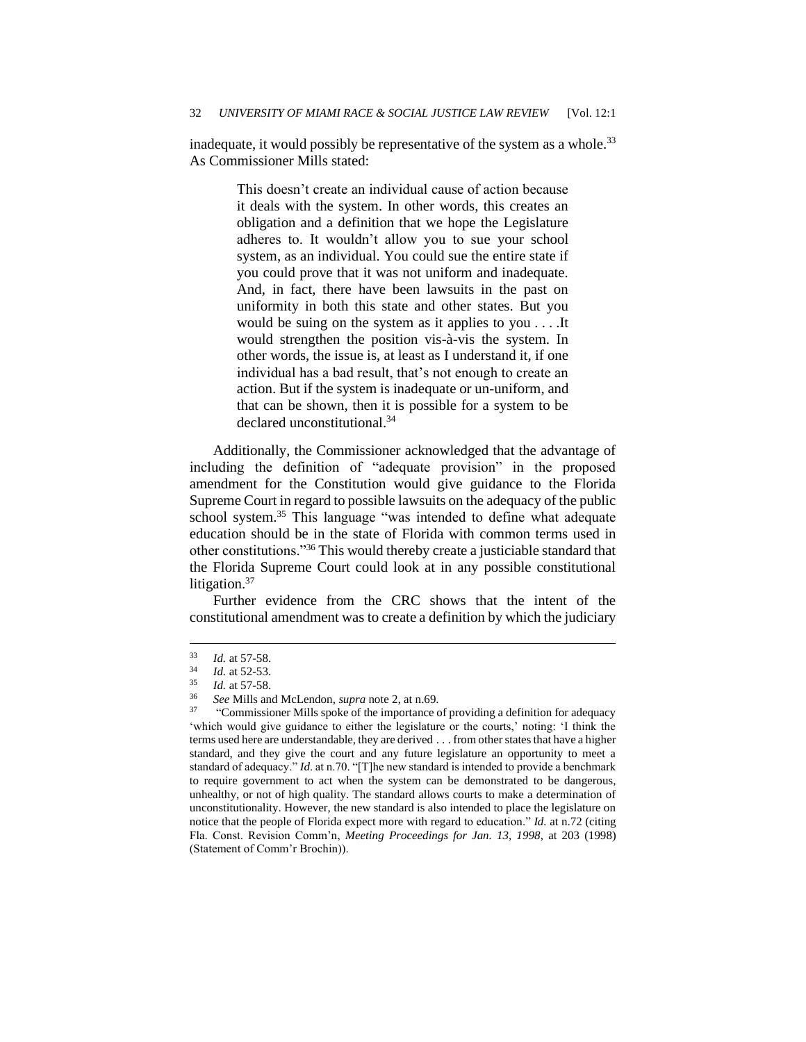inadequate, it would possibly be representative of the system as a whole.[33] As Commissioner Mills stated:

> This doesn't create an individual cause of action because it deals with the system. In other words, this creates an obligation and a definition that we hope the Legislature adheres to. It wouldn't allow you to sue your school system, as an individual. You could sue the entire state if you could prove that it was not uniform and inadequate. And, in fact, there have been lawsuits in the past on uniformity in both this state and other states. But you would be suing on the system as it applies to you . . . .It would strengthen the position vis-à-vis the system. In other words, the issue is, at least as I understand it, if one individual has a bad result, that's not enough to create an action. But if the system is inadequate or un-uniform, and that can be shown, then it is possible for a system to be declared unconstitutional.[34]

Additionally, the Commissioner acknowledged that the advantage of including the definition of "adequate provision" in the proposed amendment for the Constitution would give guidance to the Florida Supreme Court in regard to possible lawsuits on the adequacy of the public school system.[35] This language "was intended to define what adequate education should be in the state of Florida with common terms used in other constitutions."[36] This would thereby create a justiciable standard that the Florida Supreme Court could look at in any possible constitutional litigation.[37]

Further evidence from the CRC shows that the intent of the constitutional amendment was to create a definition by which the judiciary

---

[33] *Id.* at 57-58.

[34] *Id.* at 52-53.

[35] *Id.* at 57-58.

[36] *See* Mills and McLendon, *supra* note 2, at n.69.

[37] "Commissioner Mills spoke of the importance of providing a definition for adequacy 'which would give guidance to either the legislature or the courts,' noting: 'I think the terms used here are understandable, they are derived . . . from other states that have a higher standard, and they give the court and any future legislature an opportunity to meet a standard of adequacy." *Id*. at n.70. "[T]he new standard is intended to provide a benchmark to require government to act when the system can be demonstrated to be dangerous, unhealthy, or not of high quality. The standard allows courts to make a determination of unconstitutionality. However, the new standard is also intended to place the legislature on notice that the people of Florida expect more with regard to education." *Id.* at n.72 (citing Fla. Const. Revision Comm'n, *Meeting Proceedings for Jan. 13, 1998*, at 203 (1998) (Statement of Comm'r Brochin)).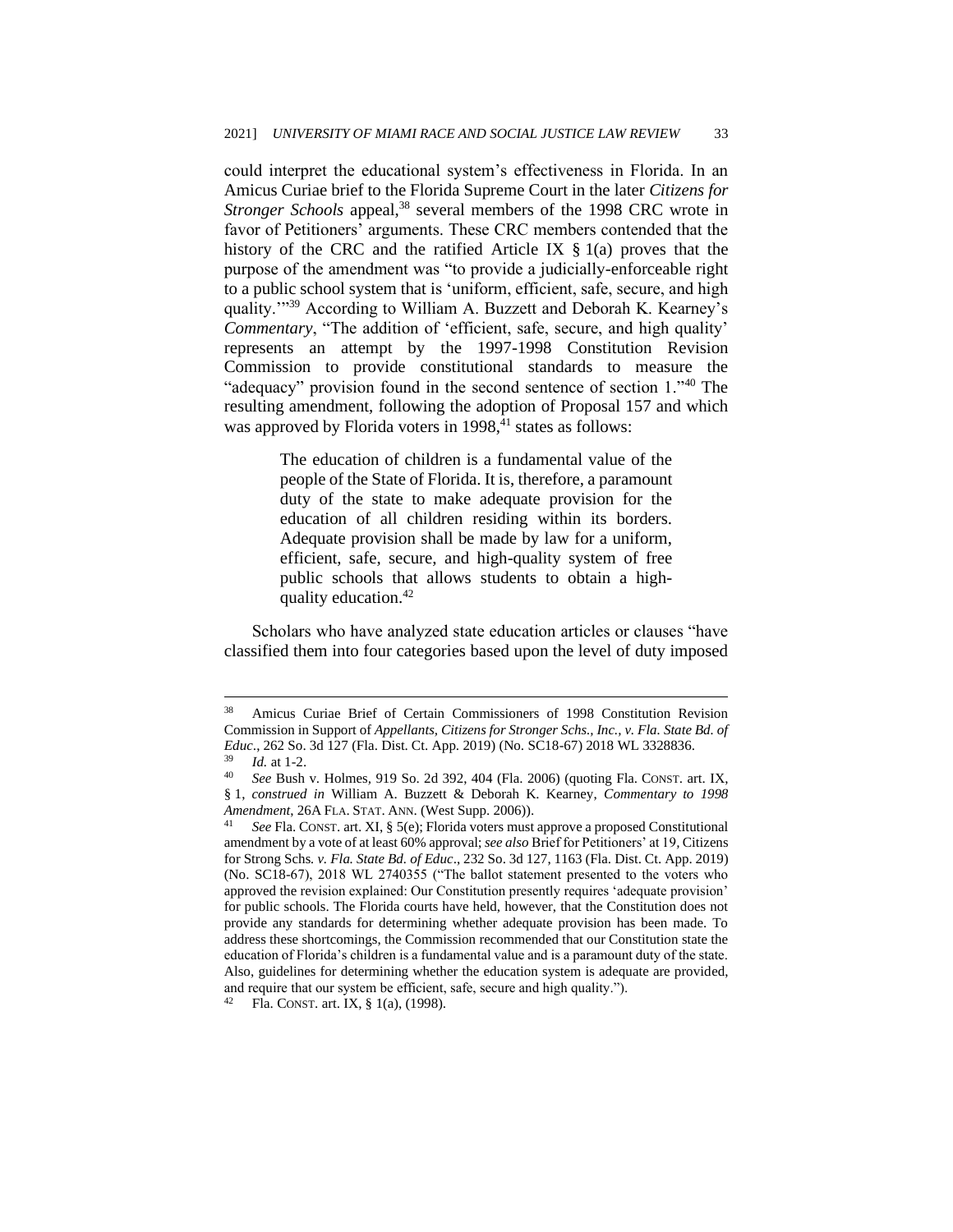could interpret the educational system's effectiveness in Florida. In an Amicus Curiae brief to the Florida Supreme Court in the later *Citizens for Stronger Schools* appeal,[38] several members of the 1998 CRC wrote in favor of Petitioners' arguments. These CRC members contended that the history of the CRC and the ratified Article IX § 1(a) proves that the purpose of the amendment was "to provide a judicially-enforceable right to a public school system that is 'uniform, efficient, safe, secure, and high quality.'"[39] According to William A. Buzzett and Deborah K. Kearney's *Commentary*, "The addition of 'efficient, safe, secure, and high quality' represents an attempt by the 1997-1998 Constitution Revision Commission to provide constitutional standards to measure the "adequacy" provision found in the second sentence of section 1."[40] The resulting amendment, following the adoption of Proposal 157 and which was approved by Florida voters in 1998,[41] states as follows:

> The education of children is a fundamental value of the people of the State of Florida. It is, therefore, a paramount duty of the state to make adequate provision for the education of all children residing within its borders. Adequate provision shall be made by law for a uniform, efficient, safe, secure, and high-quality system of free public schools that allows students to obtain a high-quality education.[42]

Scholars who have analyzed state education articles or clauses "have classified them into four categories based upon the level of duty imposed

---

[38] Amicus Curiae Brief of Certain Commissioners of 1998 Constitution Revision Commission in Support of *Appellants, Citizens for Stronger Schs., Inc., v. Fla. State Bd. of Educ*., 262 So. 3d 127 (Fla. Dist. Ct. App. 2019) (No. SC18-67) 2018 WL 3328836.

[39] *Id.* at 1-2.

[40] *See* Bush v. Holmes, 919 So. 2d 392, 404 (Fla. 2006) (quoting Fla. CONST. art. IX, § 1, *construed in* William A. Buzzett & Deborah K. Kearney, *Commentary to 1998 Amendment*, 26A FLA. STAT. ANN. (West Supp. 2006)).

[41] *See* Fla. CONST. art. XI, § 5(e); Florida voters must approve a proposed Constitutional amendment by a vote of at least 60% approval; *see also* Brief for Petitioners' at 19, Citizens for Strong Schs*. v. Fla. State Bd. of Educ*., 232 So. 3d 127, 1163 (Fla. Dist. Ct. App. 2019) (No. SC18-67), 2018 WL 2740355 ("The ballot statement presented to the voters who approved the revision explained: Our Constitution presently requires 'adequate provision' for public schools. The Florida courts have held, however, that the Constitution does not provide any standards for determining whether adequate provision has been made. To address these shortcomings, the Commission recommended that our Constitution state the education of Florida's children is a fundamental value and is a paramount duty of the state. Also, guidelines for determining whether the education system is adequate are provided, and require that our system be efficient, safe, secure and high quality.").

[42] Fla. CONST. art. IX, § 1(a), (1998).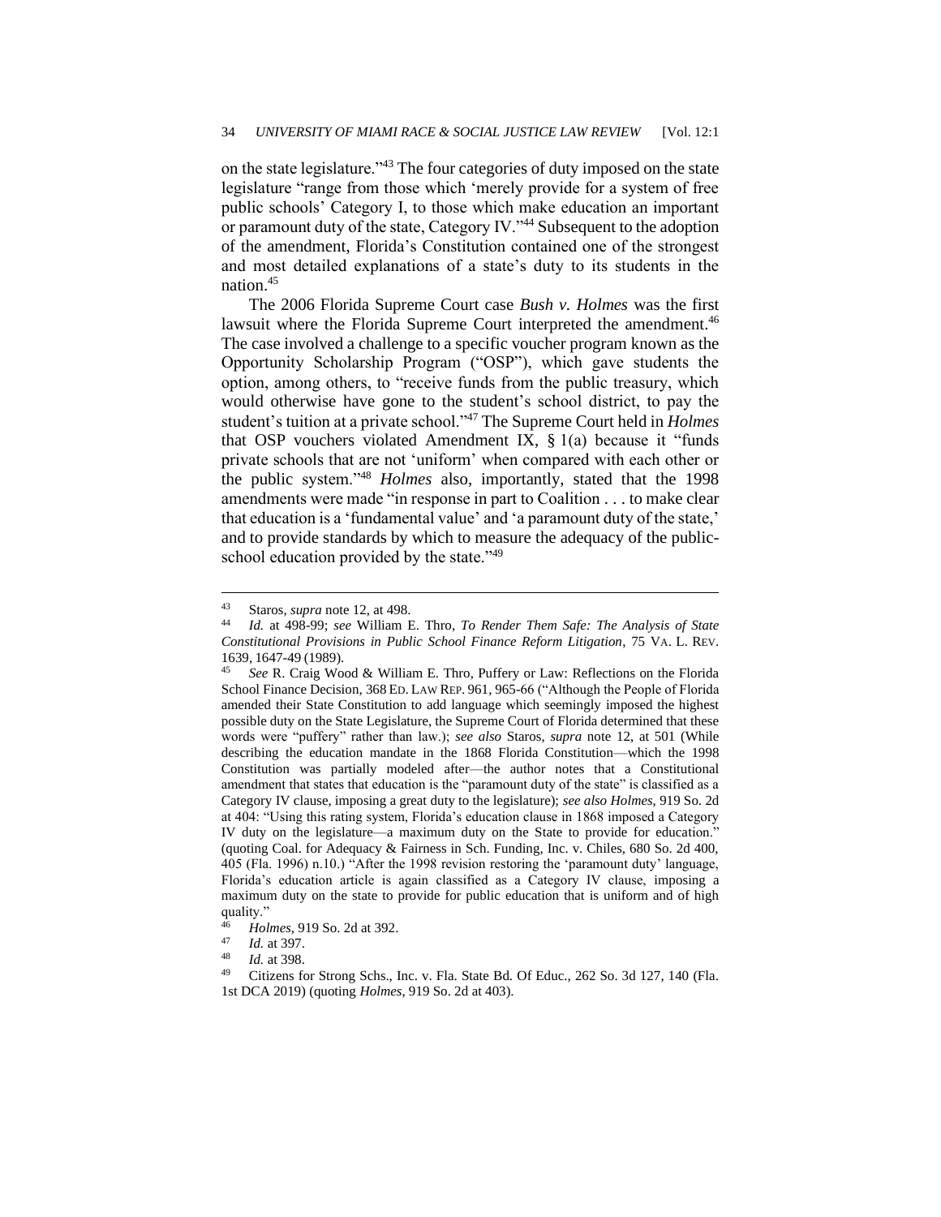on the state legislature."[43] The four categories of duty imposed on the state legislature "range from those which 'merely provide for a system of free public schools' Category I, to those which make education an important or paramount duty of the state, Category IV."[44] Subsequent to the adoption of the amendment, Florida's Constitution contained one of the strongest and most detailed explanations of a state's duty to its students in the nation.[45]

The 2006 Florida Supreme Court case *Bush v. Holmes* was the first lawsuit where the Florida Supreme Court interpreted the amendment.[46] The case involved a challenge to a specific voucher program known as the Opportunity Scholarship Program ("OSP"), which gave students the option, among others, to "receive funds from the public treasury, which would otherwise have gone to the student's school district, to pay the student's tuition at a private school."[47] The Supreme Court held in *Holmes* that OSP vouchers violated Amendment IX, § 1(a) because it "funds private schools that are not 'uniform' when compared with each other or the public system."[48] *Holmes* also, importantly, stated that the 1998 amendments were made "in response in part to Coalition . . . to make clear that education is a 'fundamental value' and 'a paramount duty of the state,' and to provide standards by which to measure the adequacy of the public-school education provided by the state."[49]

---

[43] Staros, *supra* note 12, at 498.

[44] *Id.* at 498-99; *see* William E. Thro, *To Render Them Safe: The Analysis of State Constitutional Provisions in Public School Finance Reform Litigation*, 75 VA. L. REV. 1639, 1647-49 (1989).

[45] *See* R. Craig Wood & William E. Thro, Puffery or Law: Reflections on the Florida School Finance Decision, 368 ED. LAW REP. 961, 965-66 ("Although the People of Florida amended their State Constitution to add language which seemingly imposed the highest possible duty on the State Legislature, the Supreme Court of Florida determined that these words were "puffery" rather than law.); *see also* Staros, *supra* note 12, at 501 (While describing the education mandate in the 1868 Florida Constitution—which the 1998 Constitution was partially modeled after—the author notes that a Constitutional amendment that states that education is the "paramount duty of the state" is classified as a Category IV clause, imposing a great duty to the legislature); *see also Holmes*, 919 So. 2d at 404: "Using this rating system, Florida's education clause in 1868 imposed a Category IV duty on the legislature—a maximum duty on the State to provide for education." (quoting Coal. for Adequacy & Fairness in Sch. Funding, Inc. v. Chiles, 680 So. 2d 400, 405 (Fla. 1996) n.10.) "After the 1998 revision restoring the 'paramount duty' language, Florida's education article is again classified as a Category IV clause, imposing a maximum duty on the state to provide for public education that is uniform and of high quality."

[46] *Holmes*, 919 So. 2d at 392.

[47] *Id.* at 397.

[48] *Id.* at 398.

[49] Citizens for Strong Schs., Inc. v. Fla. State Bd. Of Educ., 262 So. 3d 127, 140 (Fla. 1st DCA 2019) (quoting *Holmes*, 919 So. 2d at 403).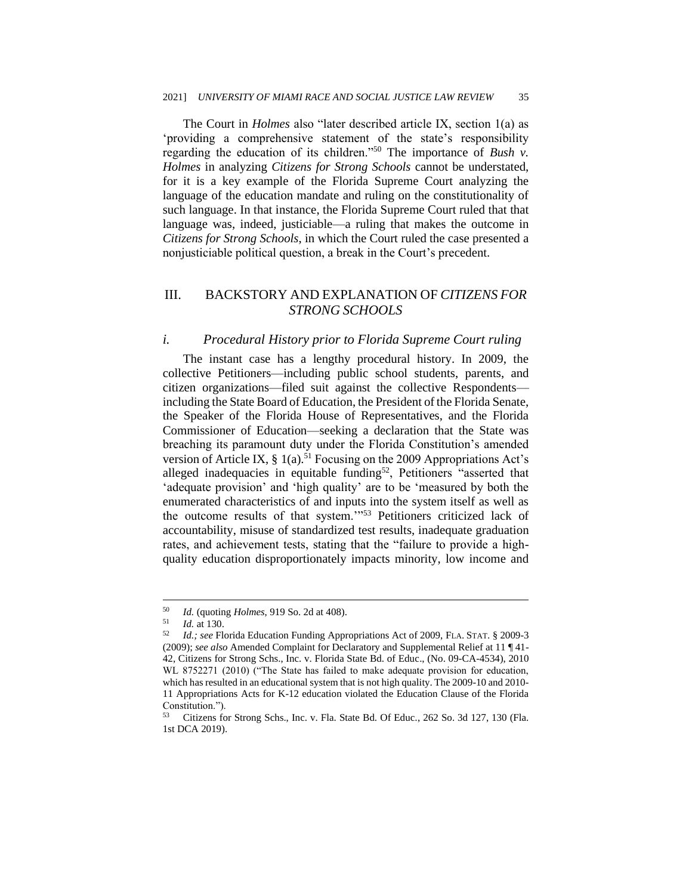The Court in *Holmes* also "later described article IX, section 1(a) as 'providing a comprehensive statement of the state's responsibility regarding the education of its children."[50] The importance of *Bush v. Holmes* in analyzing *Citizens for Strong Schools* cannot be understated, for it is a key example of the Florida Supreme Court analyzing the language of the education mandate and ruling on the constitutionality of such language. In that instance, the Florida Supreme Court ruled that that language was, indeed, justiciable—a ruling that makes the outcome in *Citizens for Strong Schools*, in which the Court ruled the case presented a nonjusticiable political question, a break in the Court's precedent.

## III. BACKSTORY AND EXPLANATION OF *CITIZENS FOR STRONG SCHOOLS*

### *i. Procedural History prior to Florida Supreme Court ruling*

The instant case has a lengthy procedural history. In 2009, the collective Petitioners—including public school students, parents, and citizen organizations—filed suit against the collective Respondents—including the State Board of Education, the President of the Florida Senate, the Speaker of the Florida House of Representatives, and the Florida Commissioner of Education—seeking a declaration that the State was breaching its paramount duty under the Florida Constitution's amended version of Article IX, § 1(a).[51] Focusing on the 2009 Appropriations Act's alleged inadequacies in equitable funding[52], Petitioners "asserted that 'adequate provision' and 'high quality' are to be 'measured by both the enumerated characteristics of and inputs into the system itself as well as the outcome results of that system.'"[53] Petitioners criticized lack of accountability, misuse of standardized test results, inadequate graduation rates, and achievement tests, stating that the "failure to provide a high-quality education disproportionately impacts minority, low income and

---

[50] *Id.* (quoting *Holmes*, 919 So. 2d at 408).

[51] *Id.* at 130.

[52] *Id.; see* Florida Education Funding Appropriations Act of 2009, FLA. STAT. § 2009-3 (2009); *see also* Amended Complaint for Declaratory and Supplemental Relief at 11 ¶ 41-42, Citizens for Strong Schs., Inc. v. Florida State Bd. of Educ., (No. 09-CA-4534), 2010 WL 8752271 (2010) ("The State has failed to make adequate provision for education, which has resulted in an educational system that is not high quality. The 2009-10 and 2010-11 Appropriations Acts for K-12 education violated the Education Clause of the Florida Constitution.").

[53] Citizens for Strong Schs., Inc. v. Fla. State Bd. Of Educ., 262 So. 3d 127, 130 (Fla. 1st DCA 2019).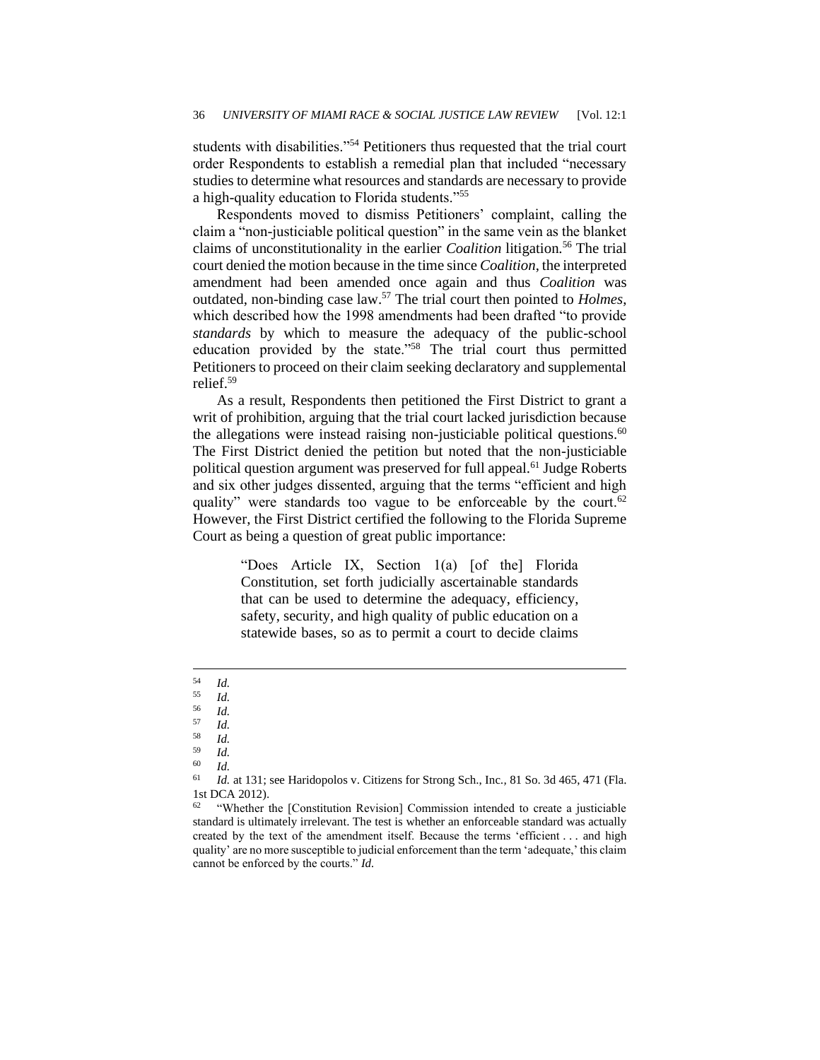students with disabilities."[54] Petitioners thus requested that the trial court order Respondents to establish a remedial plan that included "necessary studies to determine what resources and standards are necessary to provide a high-quality education to Florida students."[55]

Respondents moved to dismiss Petitioners' complaint, calling the claim a "non-justiciable political question" in the same vein as the blanket claims of unconstitutionality in the earlier *Coalition* litigation.[56] The trial court denied the motion because in the time since *Coalition*, the interpreted amendment had been amended once again and thus *Coalition* was outdated, non-binding case law.[57] The trial court then pointed to *Holmes*, which described how the 1998 amendments had been drafted "to provide *standards* by which to measure the adequacy of the public-school education provided by the state."[58] The trial court thus permitted Petitioners to proceed on their claim seeking declaratory and supplemental relief.[59]

As a result, Respondents then petitioned the First District to grant a writ of prohibition, arguing that the trial court lacked jurisdiction because the allegations were instead raising non-justiciable political questions.[60] The First District denied the petition but noted that the non-justiciable political question argument was preserved for full appeal.[61] Judge Roberts and six other judges dissented, arguing that the terms "efficient and high quality" were standards too vague to be enforceable by the court.[62] However, the First District certified the following to the Florida Supreme Court as being a question of great public importance:

> "Does Article IX, Section 1(a) [of the] Florida Constitution, set forth judicially ascertainable standards that can be used to determine the adequacy, efficiency, safety, security, and high quality of public education on a statewide bases, so as to permit a court to decide claims

---

[54] *Id.*

[55] *Id.*

[56] *Id.*

[57] *Id.*

[58] *Id.*

[59] *Id.*

[60] *Id.*

[61] *Id.* at 131; see Haridopolos v. Citizens for Strong Sch., Inc., 81 So. 3d 465, 471 (Fla. 1st DCA 2012).

[62] "Whether the [Constitution Revision] Commission intended to create a justiciable standard is ultimately irrelevant. The test is whether an enforceable standard was actually created by the text of the amendment itself. Because the terms 'efficient . . . and high quality' are no more susceptible to judicial enforcement than the term 'adequate,' this claim cannot be enforced by the courts." *Id.*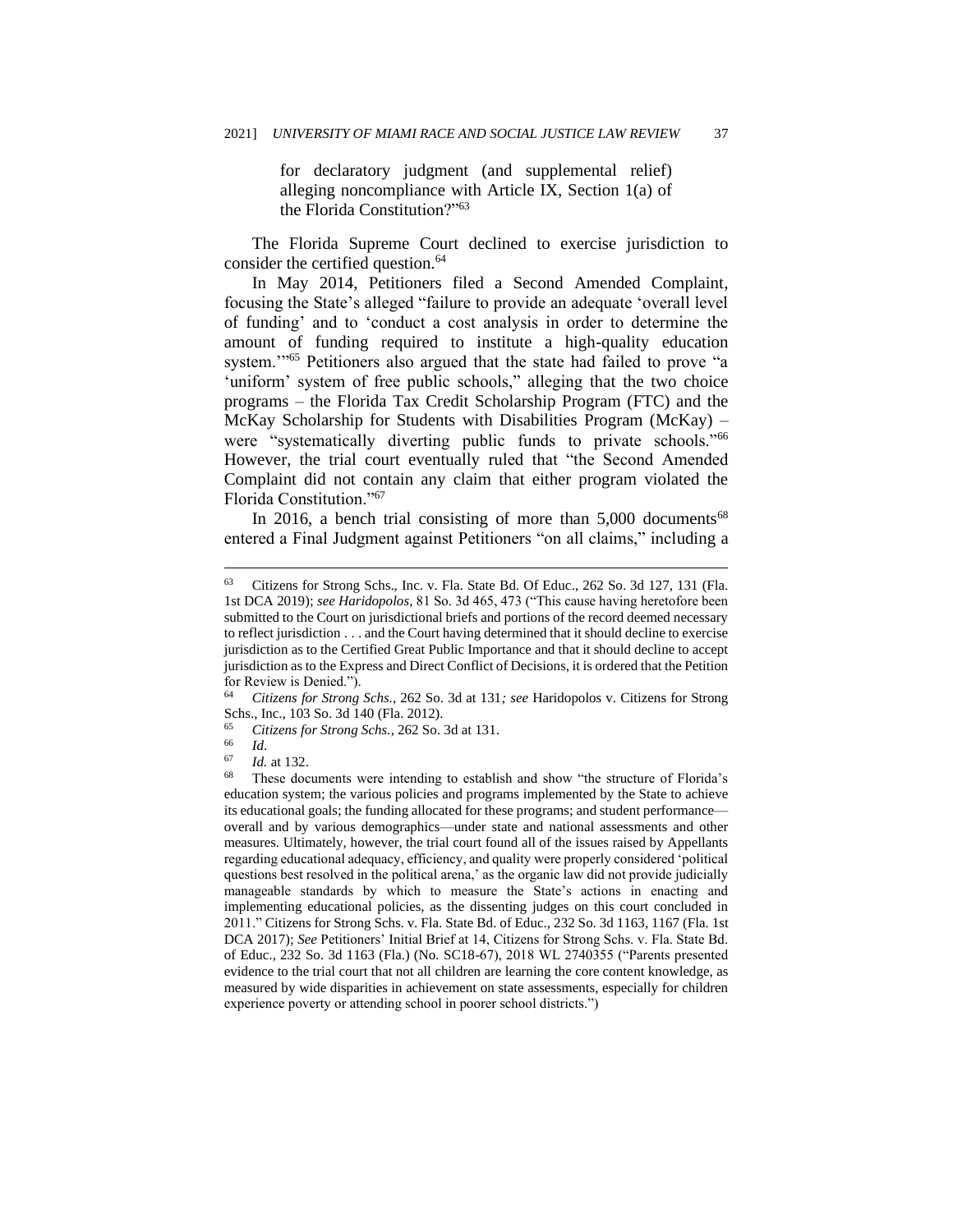> for declaratory judgment (and supplemental relief) alleging noncompliance with Article IX, Section 1(a) of the Florida Constitution?"[63]

The Florida Supreme Court declined to exercise jurisdiction to consider the certified question.[64]

In May 2014, Petitioners filed a Second Amended Complaint, focusing the State's alleged "failure to provide an adequate 'overall level of funding' and to 'conduct a cost analysis in order to determine the amount of funding required to institute a high-quality education system.'"[65] Petitioners also argued that the state had failed to prove "a 'uniform' system of free public schools," alleging that the two choice programs – the Florida Tax Credit Scholarship Program (FTC) and the McKay Scholarship for Students with Disabilities Program (McKay) – were "systematically diverting public funds to private schools."[66] However, the trial court eventually ruled that "the Second Amended Complaint did not contain any claim that either program violated the Florida Constitution."[67]

In 2016, a bench trial consisting of more than 5,000 documents[68] entered a Final Judgment against Petitioners "on all claims," including a

---

[63] Citizens for Strong Schs., Inc. v. Fla. State Bd. Of Educ., 262 So. 3d 127, 131 (Fla. 1st DCA 2019); *see Haridopolos*, 81 So. 3d 465, 473 ("This cause having heretofore been submitted to the Court on jurisdictional briefs and portions of the record deemed necessary to reflect jurisdiction . . . and the Court having determined that it should decline to exercise jurisdiction as to the Certified Great Public Importance and that it should decline to accept jurisdiction as to the Express and Direct Conflict of Decisions, it is ordered that the Petition for Review is Denied.").

[64] *Citizens for Strong Schs.*, 262 So. 3d at 131*; see* Haridopolos v. Citizens for Strong Schs., Inc., 103 So. 3d 140 (Fla. 2012).

[65] *Citizens for Strong Schs.*, 262 So. 3d at 131.

[66] *Id*.

[67] *Id.* at 132.

[68] These documents were intending to establish and show "the structure of Florida's education system; the various policies and programs implemented by the State to achieve its educational goals; the funding allocated for these programs; and student performance—overall and by various demographics—under state and national assessments and other measures. Ultimately, however, the trial court found all of the issues raised by Appellants regarding educational adequacy, efficiency, and quality were properly considered 'political questions best resolved in the political arena,' as the organic law did not provide judicially manageable standards by which to measure the State's actions in enacting and implementing educational policies, as the dissenting judges on this court concluded in 2011." Citizens for Strong Schs. v. Fla. State Bd. of Educ., 232 So. 3d 1163, 1167 (Fla. 1st DCA 2017); *See* Petitioners' Initial Brief at 14, Citizens for Strong Schs. v. Fla. State Bd. of Educ., 232 So. 3d 1163 (Fla.) (No. SC18-67), 2018 WL 2740355 ("Parents presented evidence to the trial court that not all children are learning the core content knowledge, as measured by wide disparities in achievement on state assessments, especially for children experience poverty or attending school in poorer school districts.")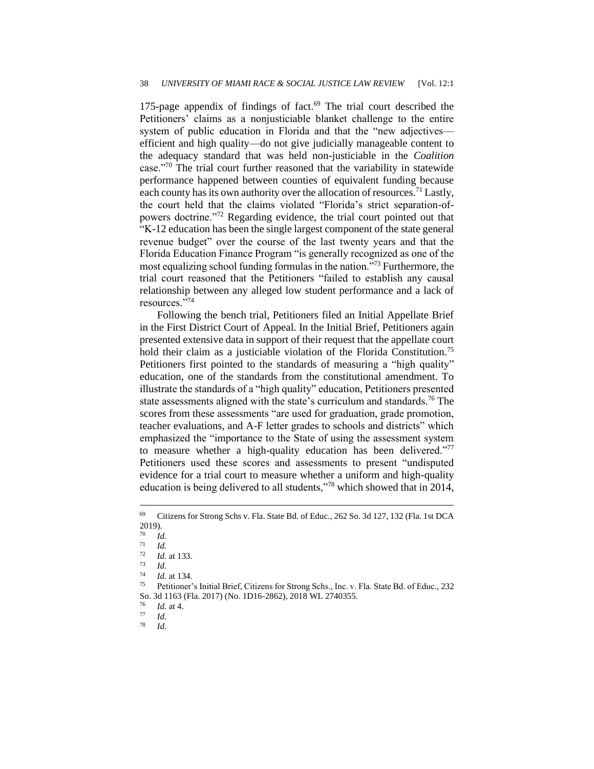175-page appendix of findings of fact.[69] The trial court described the Petitioners' claims as a nonjusticiable blanket challenge to the entire system of public education in Florida and that the "new adjectives—efficient and high quality—do not give judicially manageable content to the adequacy standard that was held non-justiciable in the *Coalition* case."[70] The trial court further reasoned that the variability in statewide performance happened between counties of equivalent funding because each county has its own authority over the allocation of resources.[71] Lastly, the court held that the claims violated "Florida's strict separation-of-powers doctrine."[72] Regarding evidence, the trial court pointed out that "K-12 education has been the single largest component of the state general revenue budget" over the course of the last twenty years and that the Florida Education Finance Program "is generally recognized as one of the most equalizing school funding formulas in the nation."[73] Furthermore, the trial court reasoned that the Petitioners "failed to establish any causal relationship between any alleged low student performance and a lack of resources."[74]

Following the bench trial, Petitioners filed an Initial Appellate Brief in the First District Court of Appeal. In the Initial Brief, Petitioners again presented extensive data in support of their request that the appellate court hold their claim as a justiciable violation of the Florida Constitution.[75] Petitioners first pointed to the standards of measuring a "high quality" education, one of the standards from the constitutional amendment. To illustrate the standards of a "high quality" education, Petitioners presented state assessments aligned with the state's curriculum and standards.[76] The scores from these assessments "are used for graduation, grade promotion, teacher evaluations, and A-F letter grades to schools and districts" which emphasized the "importance to the State of using the assessment system to measure whether a high-quality education has been delivered."[77] Petitioners used these scores and assessments to present "undisputed evidence for a trial court to measure whether a uniform and high-quality education is being delivered to all students,"[78] which showed that in 2014,

---

[69] Citizens for Strong Schs v. Fla. State Bd. of Educ., 262 So. 3d 127, 132 (Fla. 1st DCA 2019).

[70] *Id.*

[71] *Id.*

[72] *Id.* at 133.

[73] *Id.*

[74] *Id.* at 134.

[75] Petitioner's Initial Brief, Citizens for Strong Schs., Inc. v. Fla. State Bd. of Educ., 232 So. 3d 1163 (Fla. 2017) (No. 1D16-2862), 2018 WL 2740355.

[76] *Id.* at 4.

[77] *Id.*

[78] *Id.*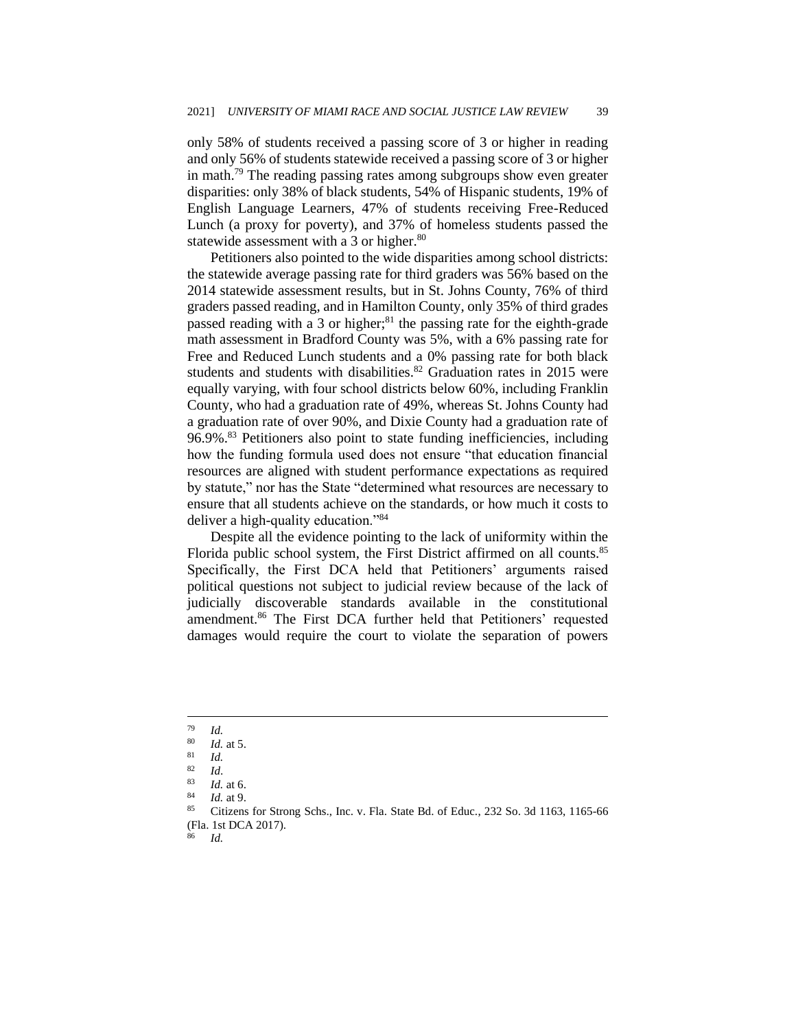only 58% of students received a passing score of 3 or higher in reading and only 56% of students statewide received a passing score of 3 or higher in math.[79] The reading passing rates among subgroups show even greater disparities: only 38% of black students, 54% of Hispanic students, 19% of English Language Learners, 47% of students receiving Free-Reduced Lunch (a proxy for poverty), and 37% of homeless students passed the statewide assessment with a 3 or higher.[80]

Petitioners also pointed to the wide disparities among school districts: the statewide average passing rate for third graders was 56% based on the 2014 statewide assessment results, but in St. Johns County, 76% of third graders passed reading, and in Hamilton County, only 35% of third grades passed reading with a 3 or higher;[81] the passing rate for the eighth-grade math assessment in Bradford County was 5%, with a 6% passing rate for Free and Reduced Lunch students and a 0% passing rate for both black students and students with disabilities.[82] Graduation rates in 2015 were equally varying, with four school districts below 60%, including Franklin County, who had a graduation rate of 49%, whereas St. Johns County had a graduation rate of over 90%, and Dixie County had a graduation rate of 96.9%.[83] Petitioners also point to state funding inefficiencies, including how the funding formula used does not ensure "that education financial resources are aligned with student performance expectations as required by statute," nor has the State "determined what resources are necessary to ensure that all students achieve on the standards, or how much it costs to deliver a high-quality education."[84]

Despite all the evidence pointing to the lack of uniformity within the Florida public school system, the First District affirmed on all counts.[85] Specifically, the First DCA held that Petitioners' arguments raised political questions not subject to judicial review because of the lack of judicially discoverable standards available in the constitutional amendment.[86] The First DCA further held that Petitioners' requested damages would require the court to violate the separation of powers

---

[79] *Id.*

[80] *Id.* at 5.

[81] *Id.*

[82] *Id.*

[83] *Id.* at 6.

[84] *Id.* at 9.

[85] Citizens for Strong Schs., Inc. v. Fla. State Bd. of Educ., 232 So. 3d 1163, 1165-66 (Fla. 1st DCA 2017).

[86] *Id.*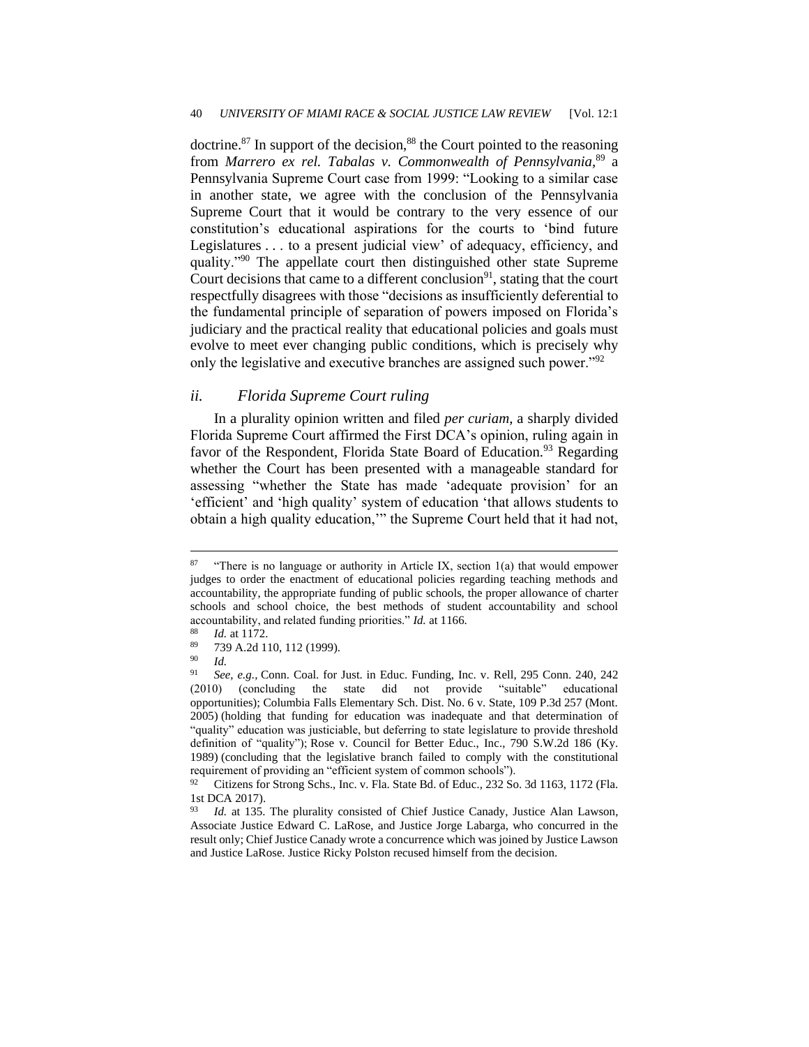doctrine.[87] In support of the decision,[88] the Court pointed to the reasoning from *Marrero ex rel. Tabalas v. Commonwealth of Pennsylvania*,[89] a Pennsylvania Supreme Court case from 1999: "Looking to a similar case in another state, we agree with the conclusion of the Pennsylvania Supreme Court that it would be contrary to the very essence of our constitution's educational aspirations for the courts to 'bind future Legislatures . . . to a present judicial view' of adequacy, efficiency, and quality."[90] The appellate court then distinguished other state Supreme Court decisions that came to a different conclusion[91], stating that the court respectfully disagrees with those "decisions as insufficiently deferential to the fundamental principle of separation of powers imposed on Florida's judiciary and the practical reality that educational policies and goals must evolve to meet ever changing public conditions, which is precisely why only the legislative and executive branches are assigned such power."[92]

### *ii. Florida Supreme Court ruling*

In a plurality opinion written and filed *per curiam*, a sharply divided Florida Supreme Court affirmed the First DCA's opinion, ruling again in favor of the Respondent, Florida State Board of Education.[93] Regarding whether the Court has been presented with a manageable standard for assessing "whether the State has made 'adequate provision' for an 'efficient' and 'high quality' system of education 'that allows students to obtain a high quality education,'" the Supreme Court held that it had not,

---

[87] "There is no language or authority in Article IX, section 1(a) that would empower judges to order the enactment of educational policies regarding teaching methods and accountability, the appropriate funding of public schools, the proper allowance of charter schools and school choice, the best methods of student accountability and school accountability, and related funding priorities." *Id.* at 1166.

[88] *Id.* at 1172.

[89] 739 A.2d 110, 112 (1999).

[90] *Id.*

[91] *See, e.g.*, Conn. Coal. for Just. in Educ. Funding, Inc. v. Rell, 295 Conn. 240, 242 (2010) (concluding the state did not provide "suitable" educational opportunities); Columbia Falls Elementary Sch. Dist. No. 6 v. State, 109 P.3d 257 (Mont. 2005) (holding that funding for education was inadequate and that determination of "quality" education was justiciable, but deferring to state legislature to provide threshold definition of "quality"); Rose v. Council for Better Educ., Inc., 790 S.W.2d 186 (Ky. 1989) (concluding that the legislative branch failed to comply with the constitutional requirement of providing an "efficient system of common schools").

[92] Citizens for Strong Schs., Inc. v. Fla. State Bd. of Educ., 232 So. 3d 1163, 1172 (Fla. 1st DCA 2017).

[93] *Id.* at 135. The plurality consisted of Chief Justice Canady, Justice Alan Lawson, Associate Justice Edward C. LaRose, and Justice Jorge Labarga, who concurred in the result only; Chief Justice Canady wrote a concurrence which was joined by Justice Lawson and Justice LaRose. Justice Ricky Polston recused himself from the decision.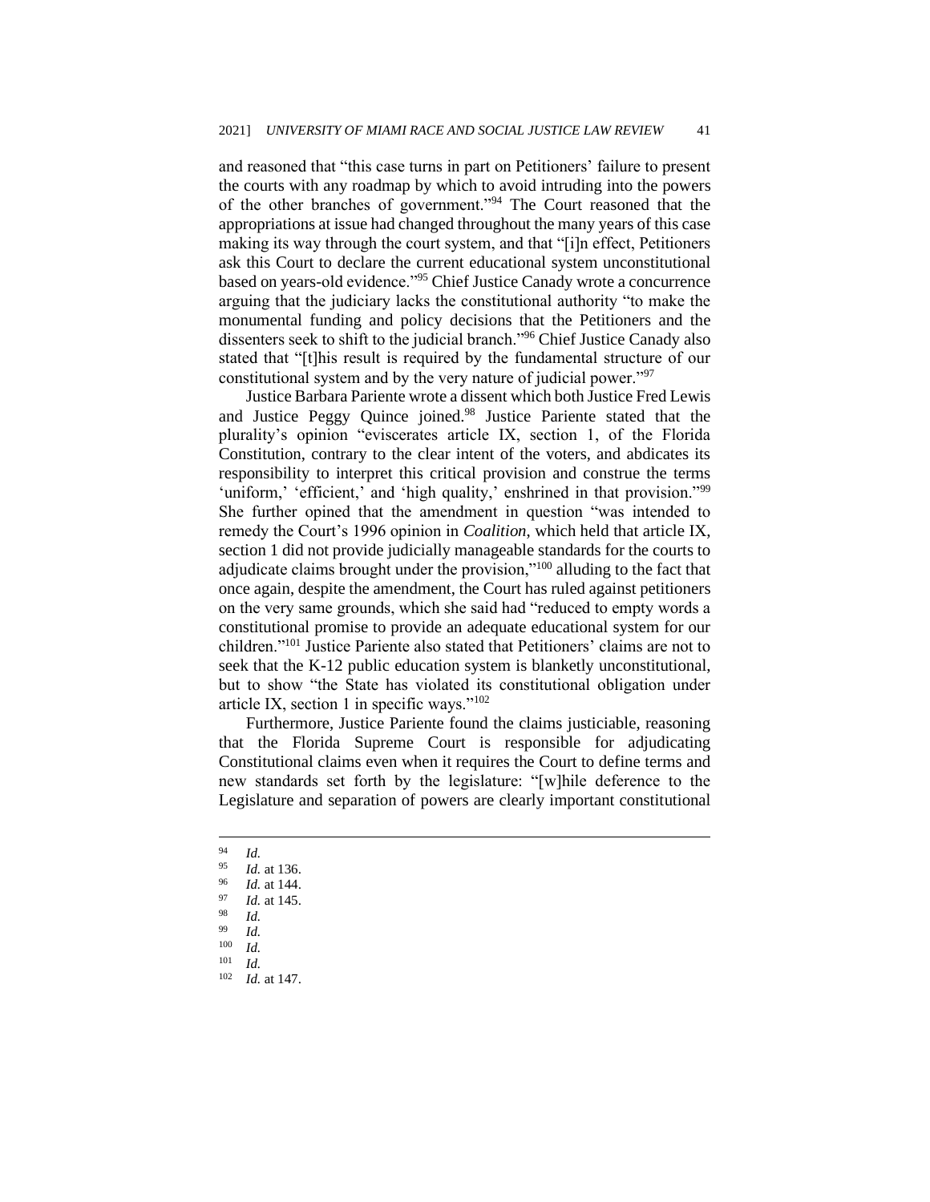and reasoned that "this case turns in part on Petitioners' failure to present the courts with any roadmap by which to avoid intruding into the powers of the other branches of government."[94] The Court reasoned that the appropriations at issue had changed throughout the many years of this case making its way through the court system, and that "[i]n effect, Petitioners ask this Court to declare the current educational system unconstitutional based on years-old evidence."[95] Chief Justice Canady wrote a concurrence arguing that the judiciary lacks the constitutional authority "to make the monumental funding and policy decisions that the Petitioners and the dissenters seek to shift to the judicial branch."[96] Chief Justice Canady also stated that "[t]his result is required by the fundamental structure of our constitutional system and by the very nature of judicial power."[97]

Justice Barbara Pariente wrote a dissent which both Justice Fred Lewis and Justice Peggy Quince joined.[98] Justice Pariente stated that the plurality's opinion "eviscerates article IX, section 1, of the Florida Constitution, contrary to the clear intent of the voters, and abdicates its responsibility to interpret this critical provision and construe the terms 'uniform,' 'efficient,' and 'high quality,' enshrined in that provision."[99] She further opined that the amendment in question "was intended to remedy the Court's 1996 opinion in *Coalition*, which held that article IX, section 1 did not provide judicially manageable standards for the courts to adjudicate claims brought under the provision,"[100] alluding to the fact that once again, despite the amendment, the Court has ruled against petitioners on the very same grounds, which she said had "reduced to empty words a constitutional promise to provide an adequate educational system for our children."[101] Justice Pariente also stated that Petitioners' claims are not to seek that the K-12 public education system is blanketly unconstitutional, but to show "the State has violated its constitutional obligation under article IX, section 1 in specific ways."[102]

Furthermore, Justice Pariente found the claims justiciable, reasoning that the Florida Supreme Court is responsible for adjudicating Constitutional claims even when it requires the Court to define terms and new standards set forth by the legislature: "[w]hile deference to the Legislature and separation of powers are clearly important constitutional

---

[94] *Id.*
[95] *Id.* at 136.
[96] *Id.* at 144.
[97] *Id.* at 145.
[98] *Id.*
[99] *Id.*
[100] *Id.*
[101] *Id.*
[102] *Id.* at 147.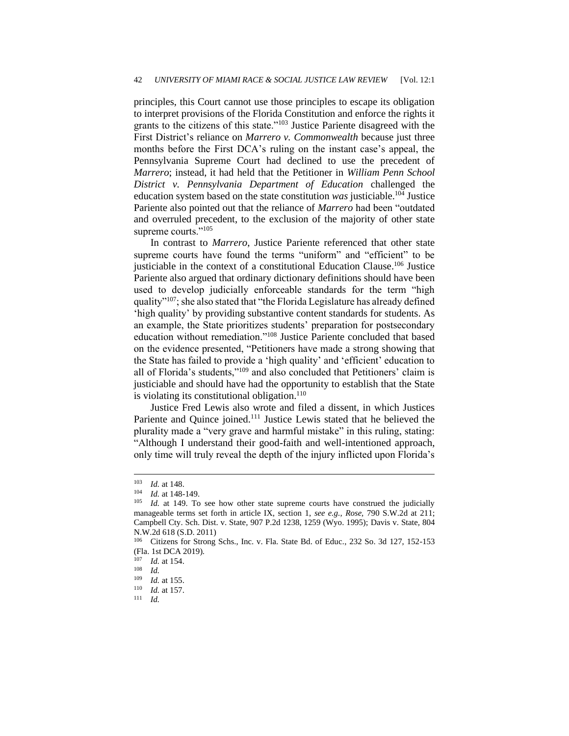principles, this Court cannot use those principles to escape its obligation to interpret provisions of the Florida Constitution and enforce the rights it grants to the citizens of this state."[103] Justice Pariente disagreed with the First District's reliance on *Marrero v. Commonwealth* because just three months before the First DCA's ruling on the instant case's appeal, the Pennsylvania Supreme Court had declined to use the precedent of *Marrero*; instead, it had held that the Petitioner in *William Penn School District v. Pennsylvania Department of Education* challenged the education system based on the state constitution *was* justiciable.[104] Justice Pariente also pointed out that the reliance of *Marrero* had been "outdated and overruled precedent, to the exclusion of the majority of other state supreme courts."[105]

In contrast to *Marrero*, Justice Pariente referenced that other state supreme courts have found the terms "uniform" and "efficient" to be justiciable in the context of a constitutional Education Clause.[106] Justice Pariente also argued that ordinary dictionary definitions should have been used to develop judicially enforceable standards for the term "high quality"[107]; she also stated that "the Florida Legislature has already defined 'high quality' by providing substantive content standards for students. As an example, the State prioritizes students' preparation for postsecondary education without remediation."[108] Justice Pariente concluded that based on the evidence presented, "Petitioners have made a strong showing that the State has failed to provide a 'high quality' and 'efficient' education to all of Florida's students,"[109] and also concluded that Petitioners' claim is justiciable and should have had the opportunity to establish that the State is violating its constitutional obligation.[110]

Justice Fred Lewis also wrote and filed a dissent, in which Justices Pariente and Quince joined.[111] Justice Lewis stated that he believed the plurality made a "very grave and harmful mistake" in this ruling, stating: "Although I understand their good-faith and well-intentioned approach, only time will truly reveal the depth of the injury inflicted upon Florida's

---

[103] *Id.* at 148.

[104] *Id.* at 148-149.

[105] *Id.* at 149. To see how other state supreme courts have construed the judicially manageable terms set forth in article IX, section 1, *see e.g., Rose*, 790 S.W.2d at 211; Campbell Cty. Sch. Dist. v. State, 907 P.2d 1238, 1259 (Wyo. 1995); Davis v. State, 804 N.W.2d 618 (S.D. 2011)

[106] Citizens for Strong Schs., Inc. v. Fla. State Bd. of Educ., 232 So. 3d 127, 152-153 (Fla. 1st DCA 2019).

[107] *Id.* at 154.

[108] *Id.*

[109] *Id.* at 155.

[110] *Id.* at 157.

[111] *Id.*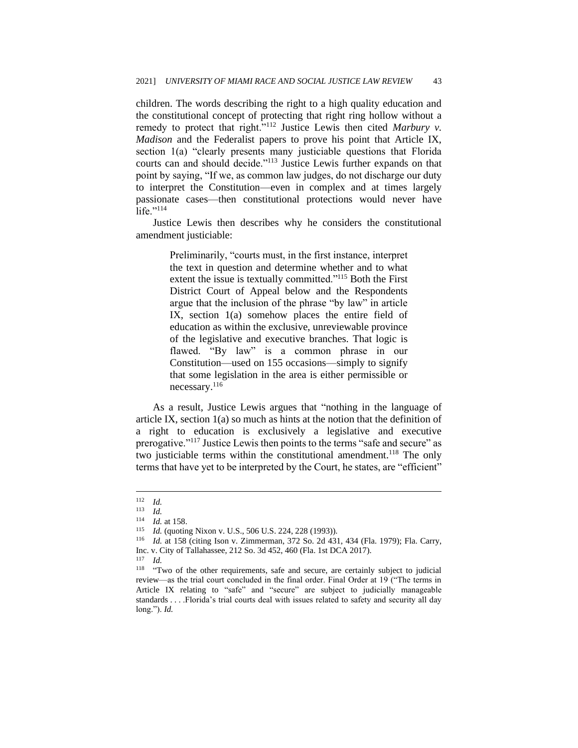children. The words describing the right to a high quality education and the constitutional concept of protecting that right ring hollow without a remedy to protect that right."[112] Justice Lewis then cited *Marbury v. Madison* and the Federalist papers to prove his point that Article IX, section 1(a) "clearly presents many justiciable questions that Florida courts can and should decide."[113] Justice Lewis further expands on that point by saying, "If we, as common law judges, do not discharge our duty to interpret the Constitution—even in complex and at times largely passionate cases—then constitutional protections would never have life."[114]

Justice Lewis then describes why he considers the constitutional amendment justiciable:

> Preliminarily, "courts must, in the first instance, interpret the text in question and determine whether and to what extent the issue is textually committed."[115] Both the First District Court of Appeal below and the Respondents argue that the inclusion of the phrase "by law" in article IX, section 1(a) somehow places the entire field of education as within the exclusive, unreviewable province of the legislative and executive branches. That logic is flawed. "By law" is a common phrase in our Constitution—used on 155 occasions—simply to signify that some legislation in the area is either permissible or necessary.[116]

As a result, Justice Lewis argues that "nothing in the language of article IX, section 1(a) so much as hints at the notion that the definition of a right to education is exclusively a legislative and executive prerogative."[117] Justice Lewis then points to the terms "safe and secure" as two justiciable terms within the constitutional amendment.[118] The only terms that have yet to be interpreted by the Court, he states, are "efficient"

---

[112] *Id.*

[113] *Id.*

[114] *Id.* at 158.

[115] *Id.* (quoting Nixon v. U.S., 506 U.S. 224, 228 (1993)).

[116] *Id.* at 158 (citing Ison v. Zimmerman, 372 So. 2d 431, 434 (Fla. 1979); Fla. Carry, Inc. v. City of Tallahassee, 212 So. 3d 452, 460 (Fla. 1st DCA 2017).

[117] *Id.*

[118] "Two of the other requirements, safe and secure, are certainly subject to judicial review—as the trial court concluded in the final order. Final Order at 19 ("The terms in Article IX relating to "safe" and "secure" are subject to judicially manageable standards . . . .Florida's trial courts deal with issues related to safety and security all day long."). *Id.*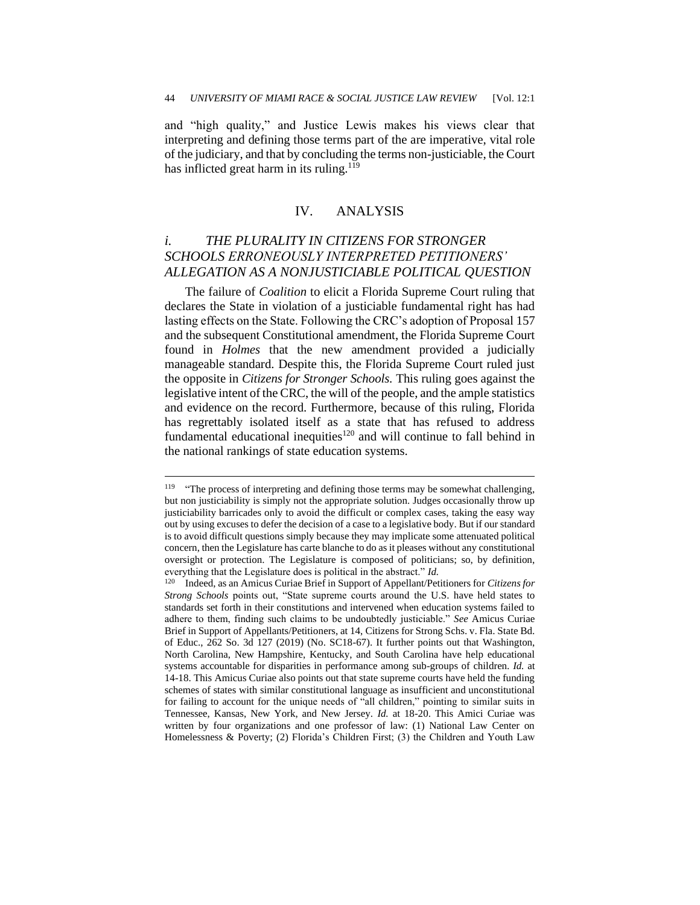and "high quality," and Justice Lewis makes his views clear that interpreting and defining those terms part of the are imperative, vital role of the judiciary, and that by concluding the terms non-justiciable, the Court has inflicted great harm in its ruling.[119]

## IV. ANALYSIS

### *i. THE PLURALITY IN CITIZENS FOR STRONGER SCHOOLS ERRONEOUSLY INTERPRETED PETITIONERS' ALLEGATION AS A NONJUSTICIABLE POLITICAL QUESTION*

The failure of *Coalition* to elicit a Florida Supreme Court ruling that declares the State in violation of a justiciable fundamental right has had lasting effects on the State. Following the CRC's adoption of Proposal 157 and the subsequent Constitutional amendment, the Florida Supreme Court found in *Holmes* that the new amendment provided a judicially manageable standard. Despite this, the Florida Supreme Court ruled just the opposite in *Citizens for Stronger Schools.* This ruling goes against the legislative intent of the CRC, the will of the people, and the ample statistics and evidence on the record. Furthermore, because of this ruling, Florida has regrettably isolated itself as a state that has refused to address fundamental educational inequities[120] and will continue to fall behind in the national rankings of state education systems.

---

[119] "The process of interpreting and defining those terms may be somewhat challenging, but non justiciability is simply not the appropriate solution. Judges occasionally throw up justiciability barricades only to avoid the difficult or complex cases, taking the easy way out by using excuses to defer the decision of a case to a legislative body. But if our standard is to avoid difficult questions simply because they may implicate some attenuated political concern, then the Legislature has carte blanche to do as it pleases without any constitutional oversight or protection. The Legislature is composed of politicians; so, by definition, everything that the Legislature does is political in the abstract." *Id.*

[120] Indeed, as an Amicus Curiae Brief in Support of Appellant/Petitioners for *Citizens for Strong Schools* points out, "State supreme courts around the U.S. have held states to standards set forth in their constitutions and intervened when education systems failed to adhere to them, finding such claims to be undoubtedly justiciable." *See* Amicus Curiae Brief in Support of Appellants/Petitioners, at 14, Citizens for Strong Schs. v. Fla. State Bd. of Educ., 262 So. 3d 127 (2019) (No. SC18-67). It further points out that Washington, North Carolina, New Hampshire, Kentucky, and South Carolina have help educational systems accountable for disparities in performance among sub-groups of children. *Id.* at 14-18. This Amicus Curiae also points out that state supreme courts have held the funding schemes of states with similar constitutional language as insufficient and unconstitutional for failing to account for the unique needs of "all children," pointing to similar suits in Tennessee, Kansas, New York, and New Jersey. *Id.* at 18-20. This Amici Curiae was written by four organizations and one professor of law: (1) National Law Center on Homelessness & Poverty; (2) Florida's Children First; (3) the Children and Youth Law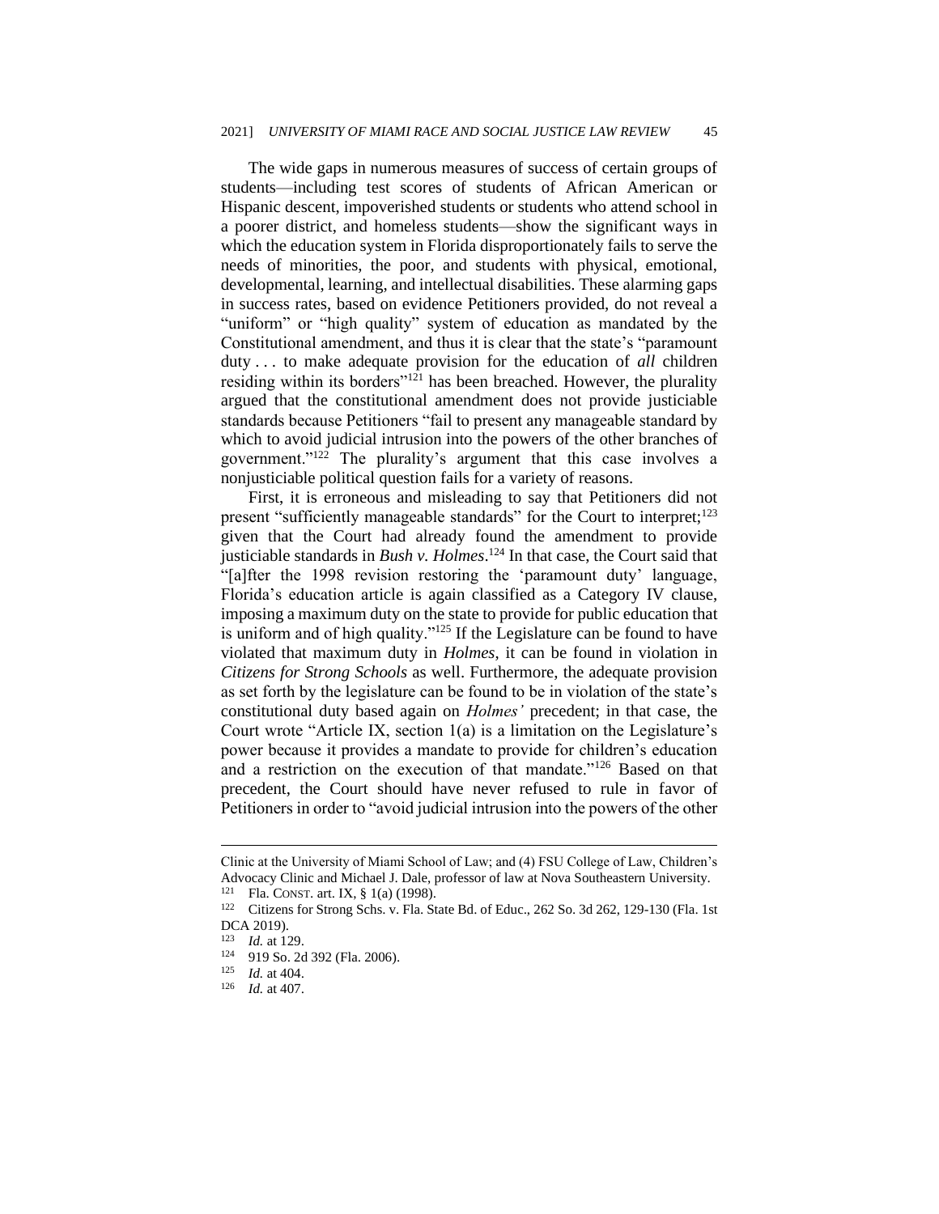The wide gaps in numerous measures of success of certain groups of students—including test scores of students of African American or Hispanic descent, impoverished students or students who attend school in a poorer district, and homeless students—show the significant ways in which the education system in Florida disproportionately fails to serve the needs of minorities, the poor, and students with physical, emotional, developmental, learning, and intellectual disabilities. These alarming gaps in success rates, based on evidence Petitioners provided, do not reveal a "uniform" or "high quality" system of education as mandated by the Constitutional amendment, and thus it is clear that the state's "paramount duty . . . to make adequate provision for the education of *all* children residing within its borders"[121] has been breached. However, the plurality argued that the constitutional amendment does not provide justiciable standards because Petitioners "fail to present any manageable standard by which to avoid judicial intrusion into the powers of the other branches of government."[122] The plurality's argument that this case involves a nonjusticiable political question fails for a variety of reasons.

First, it is erroneous and misleading to say that Petitioners did not present "sufficiently manageable standards" for the Court to interpret;[123] given that the Court had already found the amendment to provide justiciable standards in *Bush v. Holmes*.[124] In that case, the Court said that "[a]fter the 1998 revision restoring the 'paramount duty' language, Florida's education article is again classified as a Category IV clause, imposing a maximum duty on the state to provide for public education that is uniform and of high quality."[125] If the Legislature can be found to have violated that maximum duty in *Holmes*, it can be found in violation in *Citizens for Strong Schools* as well. Furthermore, the adequate provision as set forth by the legislature can be found to be in violation of the state's constitutional duty based again on *Holmes'* precedent; in that case, the Court wrote "Article IX, section 1(a) is a limitation on the Legislature's power because it provides a mandate to provide for children's education and a restriction on the execution of that mandate."[126] Based on that precedent, the Court should have never refused to rule in favor of Petitioners in order to "avoid judicial intrusion into the powers of the other

---

Clinic at the University of Miami School of Law; and (4) FSU College of Law, Children's Advocacy Clinic and Michael J. Dale, professor of law at Nova Southeastern University.

[121] Fla. CONST. art. IX, § 1(a) (1998).

[122] Citizens for Strong Schs. v. Fla. State Bd. of Educ., 262 So. 3d 262, 129-130 (Fla. 1st DCA 2019).

[123] *Id.* at 129.

[124] 919 So. 2d 392 (Fla. 2006).

[125] *Id.* at 404.

[126] *Id.* at 407.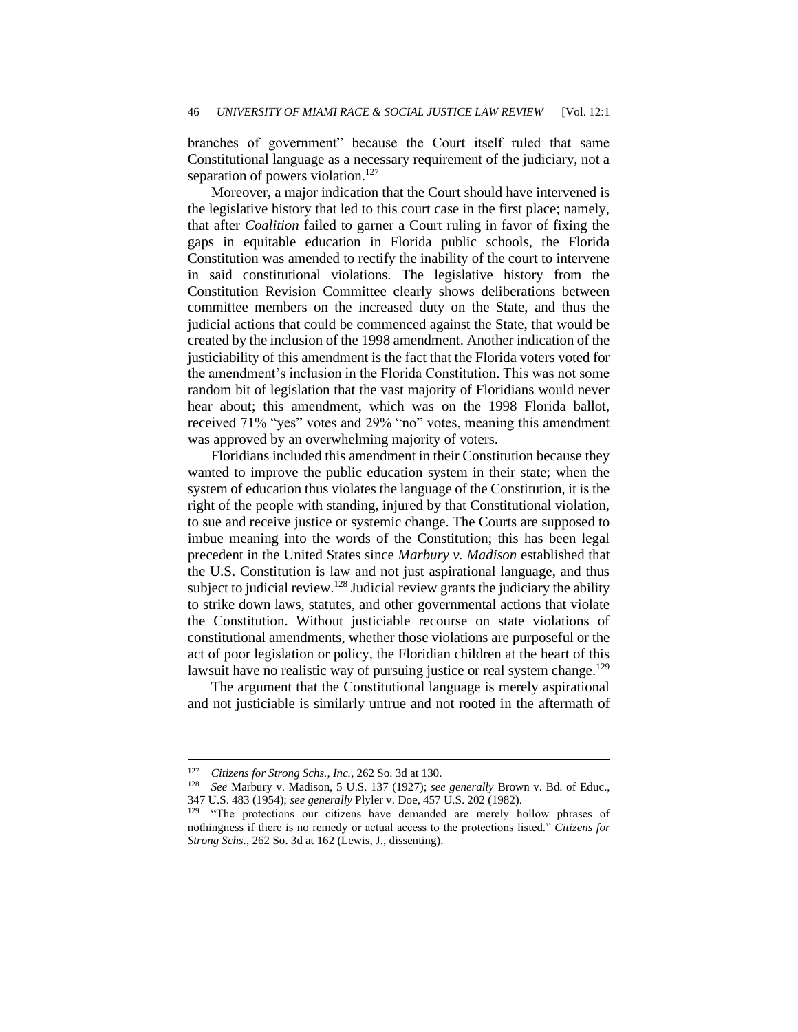branches of government" because the Court itself ruled that same Constitutional language as a necessary requirement of the judiciary, not a separation of powers violation.[127]

Moreover, a major indication that the Court should have intervened is the legislative history that led to this court case in the first place; namely, that after *Coalition* failed to garner a Court ruling in favor of fixing the gaps in equitable education in Florida public schools, the Florida Constitution was amended to rectify the inability of the court to intervene in said constitutional violations. The legislative history from the Constitution Revision Committee clearly shows deliberations between committee members on the increased duty on the State, and thus the judicial actions that could be commenced against the State, that would be created by the inclusion of the 1998 amendment. Another indication of the justiciability of this amendment is the fact that the Florida voters voted for the amendment's inclusion in the Florida Constitution. This was not some random bit of legislation that the vast majority of Floridians would never hear about; this amendment, which was on the 1998 Florida ballot, received 71% "yes" votes and 29% "no" votes, meaning this amendment was approved by an overwhelming majority of voters.

Floridians included this amendment in their Constitution because they wanted to improve the public education system in their state; when the system of education thus violates the language of the Constitution, it is the right of the people with standing, injured by that Constitutional violation, to sue and receive justice or systemic change. The Courts are supposed to imbue meaning into the words of the Constitution; this has been legal precedent in the United States since *Marbury v. Madison* established that the U.S. Constitution is law and not just aspirational language, and thus subject to judicial review.[128] Judicial review grants the judiciary the ability to strike down laws, statutes, and other governmental actions that violate the Constitution. Without justiciable recourse on state violations of constitutional amendments, whether those violations are purposeful or the act of poor legislation or policy, the Floridian children at the heart of this lawsuit have no realistic way of pursuing justice or real system change.[129]

The argument that the Constitutional language is merely aspirational and not justiciable is similarly untrue and not rooted in the aftermath of

---

[127] *Citizens for Strong Schs., Inc.*, 262 So. 3d at 130.

[128] *See* Marbury v. Madison, 5 U.S. 137 (1927); *see generally* Brown v. Bd. of Educ., 347 U.S. 483 (1954); *see generally* Plyler v. Doe, 457 U.S. 202 (1982).

[129] "The protections our citizens have demanded are merely hollow phrases of nothingness if there is no remedy or actual access to the protections listed." *Citizens for Strong Schs.*, 262 So. 3d at 162 (Lewis, J., dissenting).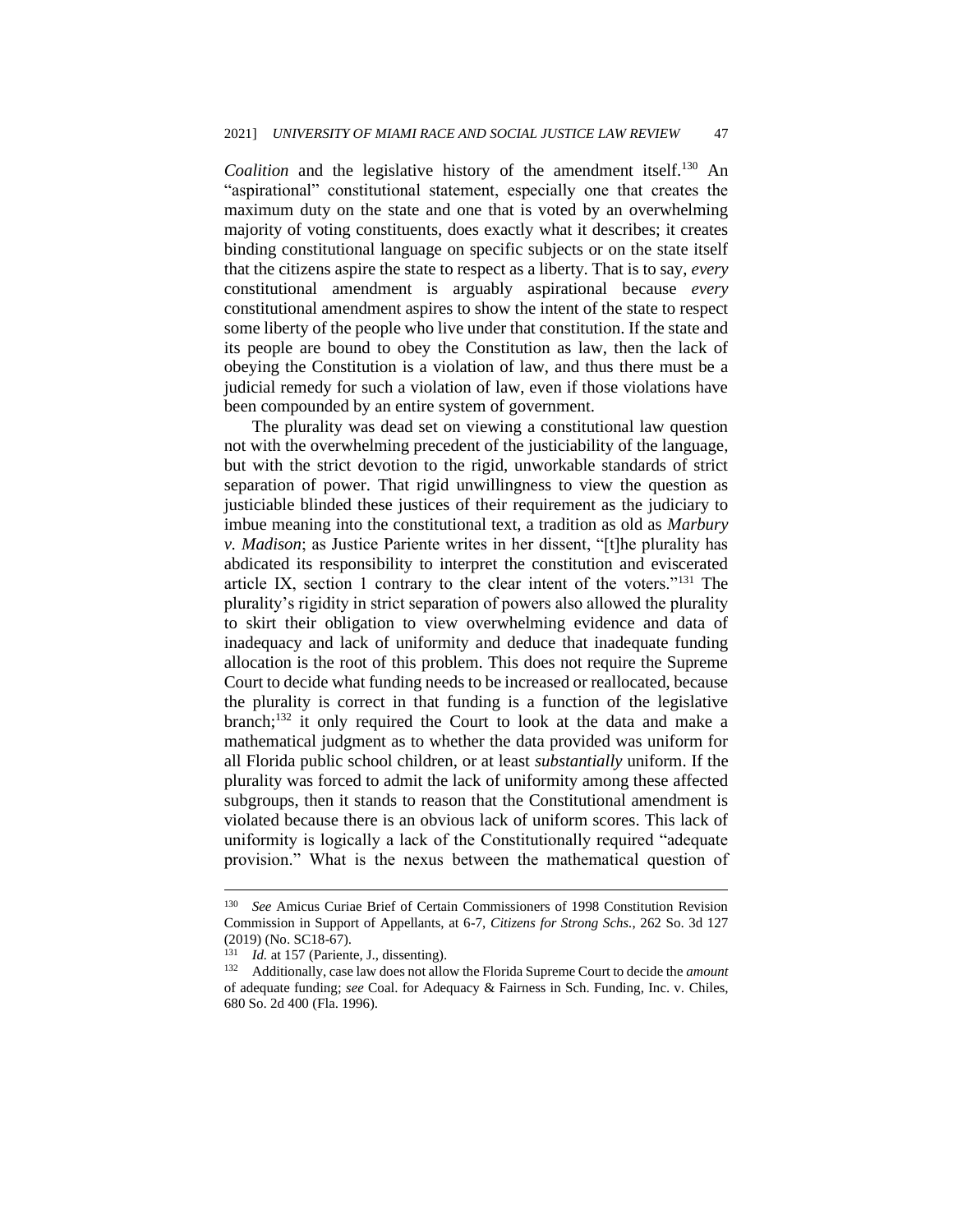*Coalition* and the legislative history of the amendment itself.[130] An "aspirational" constitutional statement, especially one that creates the maximum duty on the state and one that is voted by an overwhelming majority of voting constituents, does exactly what it describes; it creates binding constitutional language on specific subjects or on the state itself that the citizens aspire the state to respect as a liberty. That is to say, *every* constitutional amendment is arguably aspirational because *every* constitutional amendment aspires to show the intent of the state to respect some liberty of the people who live under that constitution. If the state and its people are bound to obey the Constitution as law, then the lack of obeying the Constitution is a violation of law, and thus there must be a judicial remedy for such a violation of law, even if those violations have been compounded by an entire system of government.

The plurality was dead set on viewing a constitutional law question not with the overwhelming precedent of the justiciability of the language, but with the strict devotion to the rigid, unworkable standards of strict separation of power. That rigid unwillingness to view the question as justiciable blinded these justices of their requirement as the judiciary to imbue meaning into the constitutional text, a tradition as old as *Marbury v. Madison*; as Justice Pariente writes in her dissent, "[t]he plurality has abdicated its responsibility to interpret the constitution and eviscerated article IX, section 1 contrary to the clear intent of the voters."[131] The plurality's rigidity in strict separation of powers also allowed the plurality to skirt their obligation to view overwhelming evidence and data of inadequacy and lack of uniformity and deduce that inadequate funding allocation is the root of this problem. This does not require the Supreme Court to decide what funding needs to be increased or reallocated, because the plurality is correct in that funding is a function of the legislative branch;[132] it only required the Court to look at the data and make a mathematical judgment as to whether the data provided was uniform for all Florida public school children, or at least *substantially* uniform. If the plurality was forced to admit the lack of uniformity among these affected subgroups, then it stands to reason that the Constitutional amendment is violated because there is an obvious lack of uniform scores. This lack of uniformity is logically a lack of the Constitutionally required "adequate provision." What is the nexus between the mathematical question of

---

[130] *See* Amicus Curiae Brief of Certain Commissioners of 1998 Constitution Revision Commission in Support of Appellants, at 6-7, *Citizens for Strong Schs.*, 262 So. 3d 127 (2019) (No. SC18-67).

[131] *Id.* at 157 (Pariente, J., dissenting).

[132] Additionally, case law does not allow the Florida Supreme Court to decide the *amount* of adequate funding; *see* Coal. for Adequacy & Fairness in Sch. Funding, Inc. v. Chiles, 680 So. 2d 400 (Fla. 1996).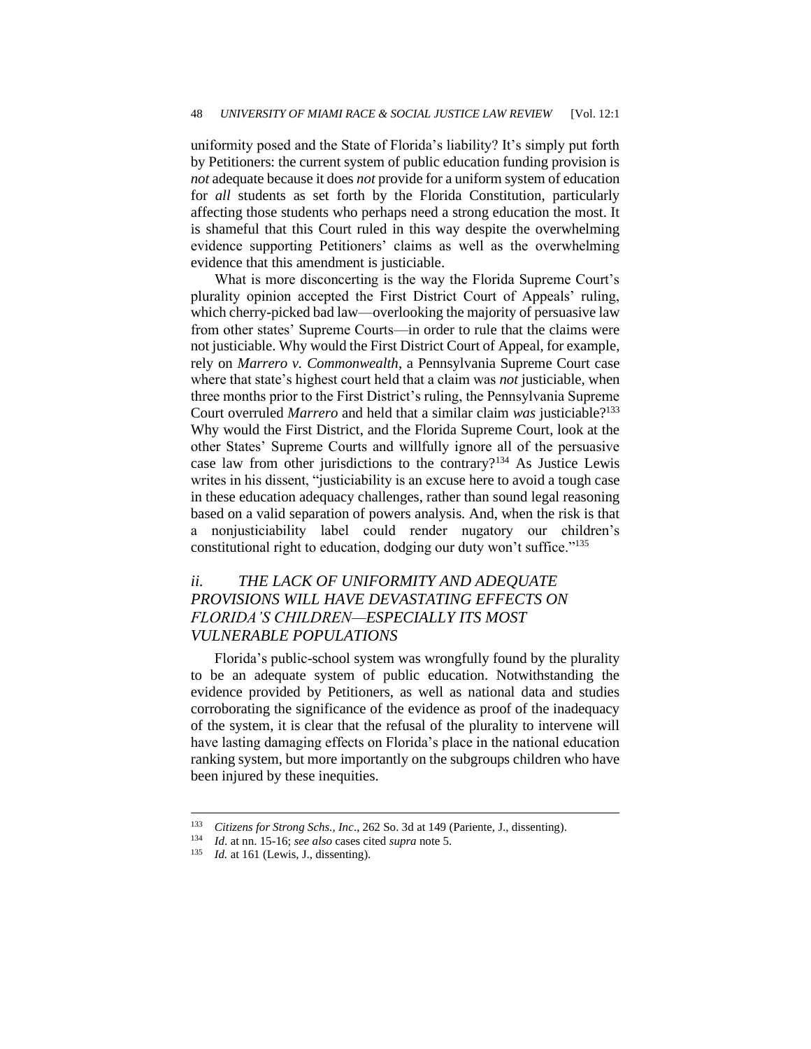uniformity posed and the State of Florida's liability? It's simply put forth by Petitioners: the current system of public education funding provision is *not* adequate because it does *not* provide for a uniform system of education for *all* students as set forth by the Florida Constitution, particularly affecting those students who perhaps need a strong education the most. It is shameful that this Court ruled in this way despite the overwhelming evidence supporting Petitioners' claims as well as the overwhelming evidence that this amendment is justiciable.

What is more disconcerting is the way the Florida Supreme Court's plurality opinion accepted the First District Court of Appeals' ruling, which cherry-picked bad law—overlooking the majority of persuasive law from other states' Supreme Courts—in order to rule that the claims were not justiciable. Why would the First District Court of Appeal, for example, rely on *Marrero v. Commonwealth*, a Pennsylvania Supreme Court case where that state's highest court held that a claim was *not* justiciable, when three months prior to the First District's ruling, the Pennsylvania Supreme Court overruled *Marrero* and held that a similar claim *was* justiciable?[133] Why would the First District, and the Florida Supreme Court, look at the other States' Supreme Courts and willfully ignore all of the persuasive case law from other jurisdictions to the contrary?[134] As Justice Lewis writes in his dissent, "justiciability is an excuse here to avoid a tough case in these education adequacy challenges, rather than sound legal reasoning based on a valid separation of powers analysis. And, when the risk is that a nonjusticiability label could render nugatory our children's constitutional right to education, dodging our duty won't suffice."[135]

### *ii. THE LACK OF UNIFORMITY AND ADEQUATE PROVISIONS WILL HAVE DEVASTATING EFFECTS ON FLORIDA'S CHILDREN—ESPECIALLY ITS MOST VULNERABLE POPULATIONS*

Florida's public-school system was wrongfully found by the plurality to be an adequate system of public education. Notwithstanding the evidence provided by Petitioners, as well as national data and studies corroborating the significance of the evidence as proof of the inadequacy of the system, it is clear that the refusal of the plurality to intervene will have lasting damaging effects on Florida's place in the national education ranking system, but more importantly on the subgroups children who have been injured by these inequities.

---

[133] *Citizens for Strong Schs., Inc*., 262 So. 3d at 149 (Pariente, J., dissenting).

[134] *Id*. at nn. 15-16; *see also* cases cited *supra* note 5.

[135] *Id.* at 161 (Lewis, J., dissenting).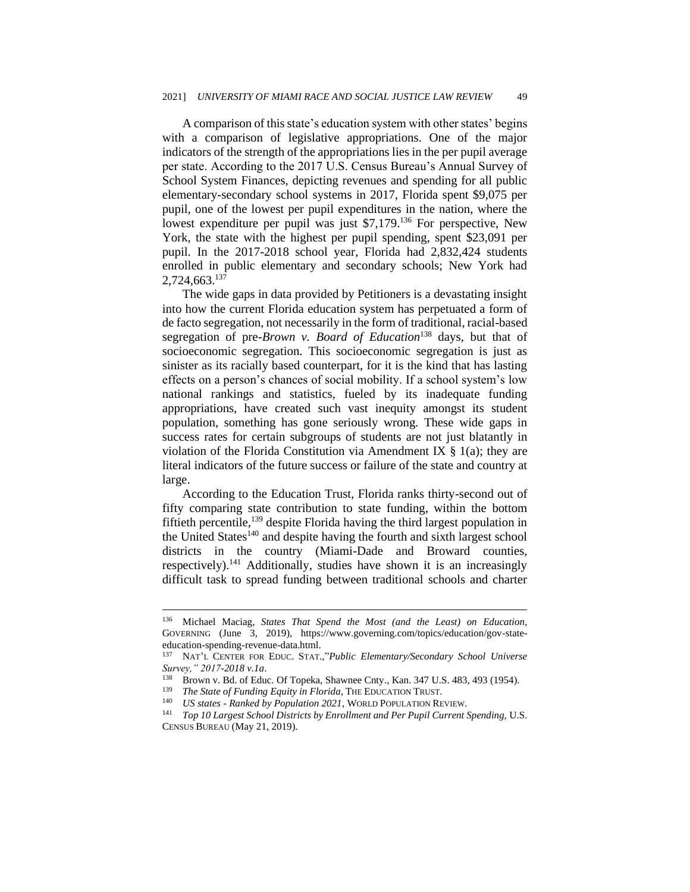A comparison of this state's education system with other states' begins with a comparison of legislative appropriations. One of the major indicators of the strength of the appropriations lies in the per pupil average per state. According to the 2017 U.S. Census Bureau's Annual Survey of School System Finances, depicting revenues and spending for all public elementary-secondary school systems in 2017, Florida spent $9,075 per pupil, one of the lowest per pupil expenditures in the nation, where the lowest expenditure per pupil was just $7,179.[136] For perspective, New York, the state with the highest per pupil spending, spent $23,091 per pupil. In the 2017-2018 school year, Florida had 2,832,424 students enrolled in public elementary and secondary schools; New York had 2,724,663.[137]

The wide gaps in data provided by Petitioners is a devastating insight into how the current Florida education system has perpetuated a form of de facto segregation, not necessarily in the form of traditional, racial-based segregation of pre-*Brown v. Board of Education*[138] days, but that of socioeconomic segregation. This socioeconomic segregation is just as sinister as its racially based counterpart, for it is the kind that has lasting effects on a person's chances of social mobility. If a school system's low national rankings and statistics, fueled by its inadequate funding appropriations, have created such vast inequity amongst its student population, something has gone seriously wrong. These wide gaps in success rates for certain subgroups of students are not just blatantly in violation of the Florida Constitution via Amendment IX § 1(a); they are literal indicators of the future success or failure of the state and country at large.

According to the Education Trust, Florida ranks thirty-second out of fifty comparing state contribution to state funding, within the bottom fiftieth percentile,[139] despite Florida having the third largest population in the United States[140] and despite having the fourth and sixth largest school districts in the country (Miami-Dade and Broward counties, respectively).[141] Additionally, studies have shown it is an increasingly difficult task to spread funding between traditional schools and charter

---

[136] Michael Maciag, *States That Spend the Most (and the Least) on Education*, GOVERNING (June 3, 2019), https://www.governing.com/topics/education/gov-state-education-spending-revenue-data.html.

[137] NAT'L CENTER FOR EDUC. STAT.,"*Public Elementary/Secondary School Universe Survey," 2017-2018 v.1a*.

[138] Brown v. Bd. of Educ. Of Topeka, Shawnee Cnty., Kan. 347 U.S. 483, 493 (1954).

[139] *The State of Funding Equity in Florida*, THE EDUCATION TRUST.

[140] *US states - Ranked by Population 2021*, WORLD POPULATION REVIEW.

[141] *Top 10 Largest School Districts by Enrollment and Per Pupil Current Spending*, U.S. CENSUS BUREAU (May 21, 2019).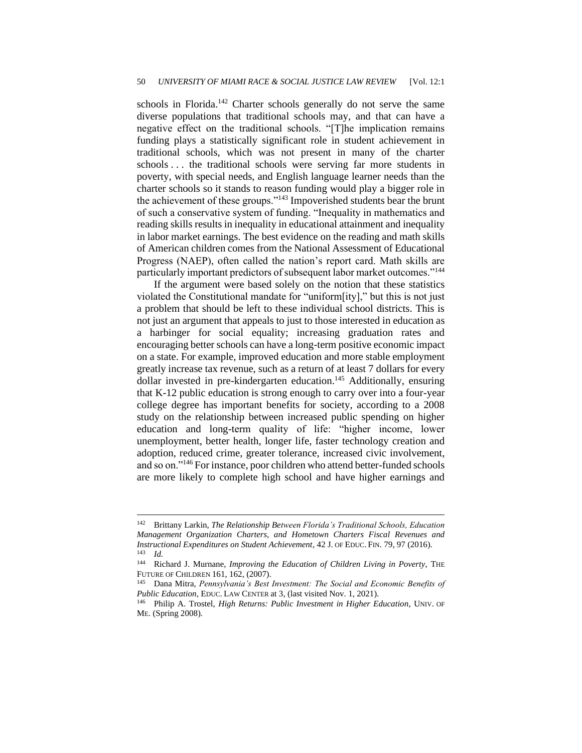schools in Florida.[142] Charter schools generally do not serve the same diverse populations that traditional schools may, and that can have a negative effect on the traditional schools. "[T]he implication remains funding plays a statistically significant role in student achievement in traditional schools, which was not present in many of the charter schools . . . the traditional schools were serving far more students in poverty, with special needs, and English language learner needs than the charter schools so it stands to reason funding would play a bigger role in the achievement of these groups."[143] Impoverished students bear the brunt of such a conservative system of funding. "Inequality in mathematics and reading skills results in inequality in educational attainment and inequality in labor market earnings. The best evidence on the reading and math skills of American children comes from the National Assessment of Educational Progress (NAEP), often called the nation's report card. Math skills are particularly important predictors of subsequent labor market outcomes."[144]

If the argument were based solely on the notion that these statistics violated the Constitutional mandate for "uniform[ity]," but this is not just a problem that should be left to these individual school districts. This is not just an argument that appeals to just to those interested in education as a harbinger for social equality; increasing graduation rates and encouraging better schools can have a long-term positive economic impact on a state. For example, improved education and more stable employment greatly increase tax revenue, such as a return of at least 7 dollars for every dollar invested in pre-kindergarten education.[145] Additionally, ensuring that K-12 public education is strong enough to carry over into a four-year college degree has important benefits for society, according to a 2008 study on the relationship between increased public spending on higher education and long-term quality of life: "higher income, lower unemployment, better health, longer life, faster technology creation and adoption, reduced crime, greater tolerance, increased civic involvement, and so on."[146] For instance, poor children who attend better-funded schools are more likely to complete high school and have higher earnings and

---

[142] Brittany Larkin, *The Relationship Between Florida's Traditional Schools, Education Management Organization Charters, and Hometown Charters Fiscal Revenues and Instructional Expenditures on Student Achievement*, 42 J. OF EDUC. FIN. 79, 97 (2016).

[143] *Id.*

[144] Richard J. Murnane, *Improving the Education of Children Living in Poverty*, THE FUTURE OF CHILDREN 161, 162, (2007).

[145] Dana Mitra, *Pennsylvania's Best Investment: The Social and Economic Benefits of Public Education*, EDUC. LAW CENTER at 3, (last visited Nov. 1, 2021).

[146] Philip A. Trostel, *High Returns: Public Investment in Higher Education*, UNIV. OF ME. (Spring 2008).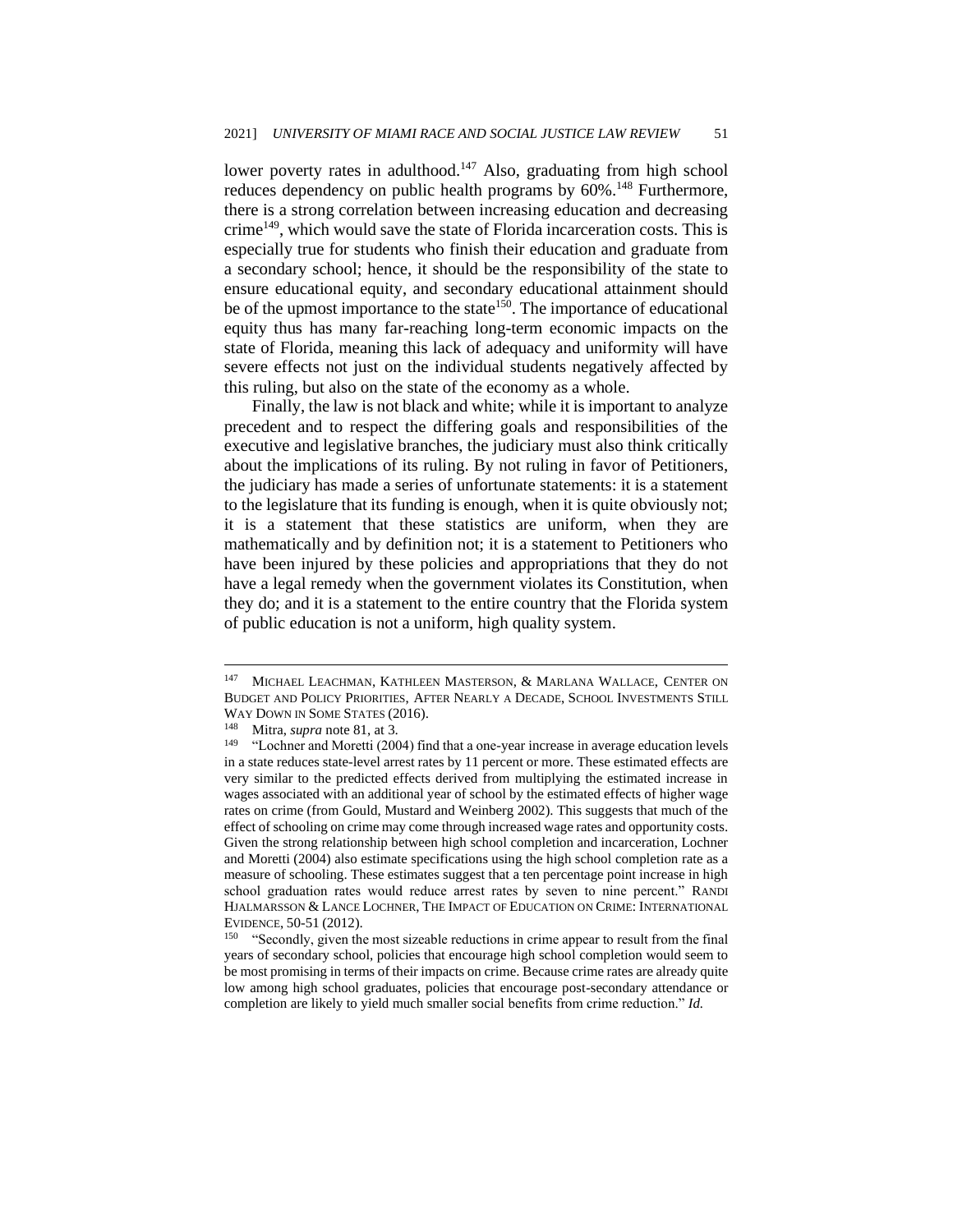lower poverty rates in adulthood.[147] Also, graduating from high school reduces dependency on public health programs by 60%.[148] Furthermore, there is a strong correlation between increasing education and decreasing crime[149], which would save the state of Florida incarceration costs. This is especially true for students who finish their education and graduate from a secondary school; hence, it should be the responsibility of the state to ensure educational equity, and secondary educational attainment should be of the upmost importance to the state[150]. The importance of educational equity thus has many far-reaching long-term economic impacts on the state of Florida, meaning this lack of adequacy and uniformity will have severe effects not just on the individual students negatively affected by this ruling, but also on the state of the economy as a whole.

Finally, the law is not black and white; while it is important to analyze precedent and to respect the differing goals and responsibilities of the executive and legislative branches, the judiciary must also think critically about the implications of its ruling. By not ruling in favor of Petitioners, the judiciary has made a series of unfortunate statements: it is a statement to the legislature that its funding is enough, when it is quite obviously not; it is a statement that these statistics are uniform, when they are mathematically and by definition not; it is a statement to Petitioners who have been injured by these policies and appropriations that they do not have a legal remedy when the government violates its Constitution, when they do; and it is a statement to the entire country that the Florida system of public education is not a uniform, high quality system.

---

[147] MICHAEL LEACHMAN, KATHLEEN MASTERSON, & MARLANA WALLACE, CENTER ON BUDGET AND POLICY PRIORITIES, AFTER NEARLY A DECADE, SCHOOL INVESTMENTS STILL WAY DOWN IN SOME STATES (2016).

[148] Mitra, *supra* note 81, at 3.

[149] "Lochner and Moretti (2004) find that a one-year increase in average education levels in a state reduces state-level arrest rates by 11 percent or more. These estimated effects are very similar to the predicted effects derived from multiplying the estimated increase in wages associated with an additional year of school by the estimated effects of higher wage rates on crime (from Gould, Mustard and Weinberg 2002). This suggests that much of the effect of schooling on crime may come through increased wage rates and opportunity costs. Given the strong relationship between high school completion and incarceration, Lochner and Moretti (2004) also estimate specifications using the high school completion rate as a measure of schooling. These estimates suggest that a ten percentage point increase in high school graduation rates would reduce arrest rates by seven to nine percent." RANDI HJALMARSSON & LANCE LOCHNER, THE IMPACT OF EDUCATION ON CRIME: INTERNATIONAL EVIDENCE, 50-51 (2012).

[150] "Secondly, given the most sizeable reductions in crime appear to result from the final years of secondary school, policies that encourage high school completion would seem to be most promising in terms of their impacts on crime. Because crime rates are already quite low among high school graduates, policies that encourage post-secondary attendance or completion are likely to yield much smaller social benefits from crime reduction." *Id.*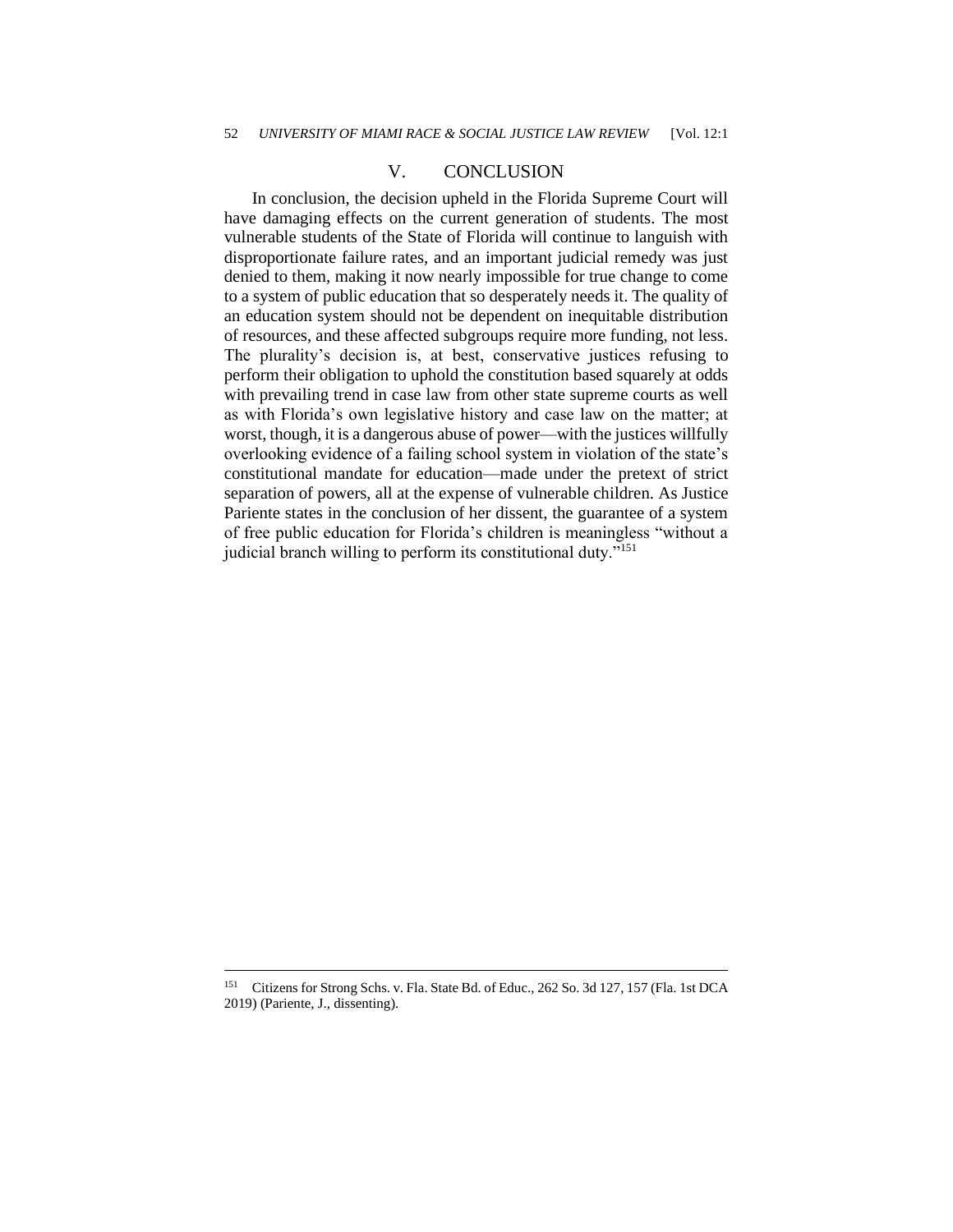## V. CONCLUSION

In conclusion, the decision upheld in the Florida Supreme Court will have damaging effects on the current generation of students. The most vulnerable students of the State of Florida will continue to languish with disproportionate failure rates, and an important judicial remedy was just denied to them, making it now nearly impossible for true change to come to a system of public education that so desperately needs it. The quality of an education system should not be dependent on inequitable distribution of resources, and these affected subgroups require more funding, not less. The plurality's decision is, at best, conservative justices refusing to perform their obligation to uphold the constitution based squarely at odds with prevailing trend in case law from other state supreme courts as well as with Florida's own legislative history and case law on the matter; at worst, though, it is a dangerous abuse of power—with the justices willfully overlooking evidence of a failing school system in violation of the state's constitutional mandate for education—made under the pretext of strict separation of powers, all at the expense of vulnerable children. As Justice Pariente states in the conclusion of her dissent, the guarantee of a system of free public education for Florida's children is meaningless "without a judicial branch willing to perform its constitutional duty."[151]

---

[151] Citizens for Strong Schs. v. Fla. State Bd. of Educ., 262 So. 3d 127, 157 (Fla. 1st DCA 2019) (Pariente, J., dissenting).